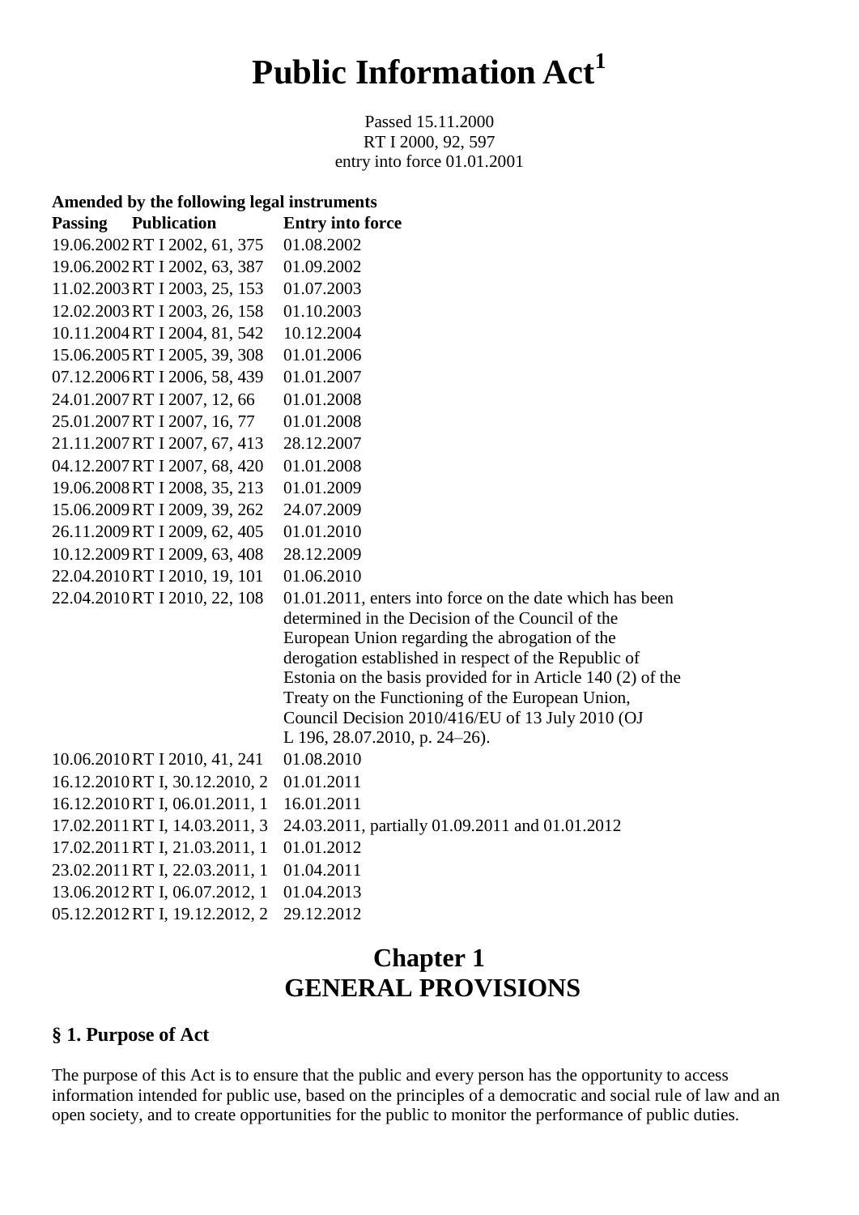# Public Information Act[1]

Passed 15.11.2000
RT I 2000, 92, 597
entry into force 01.01.2001

**Amended by the following legal instruments**

| Passing | Publication | Entry into force |
|---|---|---|
| 19.06.2002 | RT I 2002, 61, 375 | 01.08.2002 |
| 19.06.2002 | RT I 2002, 63, 387 | 01.09.2002 |
| 11.02.2003 | RT I 2003, 25, 153 | 01.07.2003 |
| 12.02.2003 | RT I 2003, 26, 158 | 01.10.2003 |
| 10.11.2004 | RT I 2004, 81, 542 | 10.12.2004 |
| 15.06.2005 | RT I 2005, 39, 308 | 01.01.2006 |
| 07.12.2006 | RT I 2006, 58, 439 | 01.01.2007 |
| 24.01.2007 | RT I 2007, 12, 66 | 01.01.2008 |
| 25.01.2007 | RT I 2007, 16, 77 | 01.01.2008 |
| 21.11.2007 | RT I 2007, 67, 413 | 28.12.2007 |
| 04.12.2007 | RT I 2007, 68, 420 | 01.01.2008 |
| 19.06.2008 | RT I 2008, 35, 213 | 01.01.2009 |
| 15.06.2009 | RT I 2009, 39, 262 | 24.07.2009 |
| 26.11.2009 | RT I 2009, 62, 405 | 01.01.2010 |
| 10.12.2009 | RT I 2009, 63, 408 | 28.12.2009 |
| 22.04.2010 | RT I 2010, 19, 101 | 01.06.2010 |
| 22.04.2010 | RT I 2010, 22, 108 | 01.01.2011, enters into force on the date which has been determined in the Decision of the Council of the European Union regarding the abrogation of the derogation established in respect of the Republic of Estonia on the basis provided for in Article 140 (2) of the Treaty on the Functioning of the European Union, Council Decision 2010/416/EU of 13 July 2010 (OJ L 196, 28.07.2010, p. 24–26). |
| 10.06.2010 | RT I 2010, 41, 241 | 01.08.2010 |
| 16.12.2010 | RT I, 30.12.2010, 2 | 01.01.2011 |
| 16.12.2010 | RT I, 06.01.2011, 1 | 16.01.2011 |
| 17.02.2011 | RT I, 14.03.2011, 3 | 24.03.2011, partially 01.09.2011 and 01.01.2012 |
| 17.02.2011 | RT I, 21.03.2011, 1 | 01.01.2012 |
| 23.02.2011 | RT I, 22.03.2011, 1 | 01.04.2011 |
| 13.06.2012 | RT I, 06.07.2012, 1 | 01.04.2013 |
| 05.12.2012 | RT I, 19.12.2012, 2 | 29.12.2012 |

## Chapter 1 GENERAL PROVISIONS

### § 1. Purpose of Act

The purpose of this Act is to ensure that the public and every person has the opportunity to access information intended for public use, based on the principles of a democratic and social rule of law and an open society, and to create opportunities for the public to monitor the performance of public duties.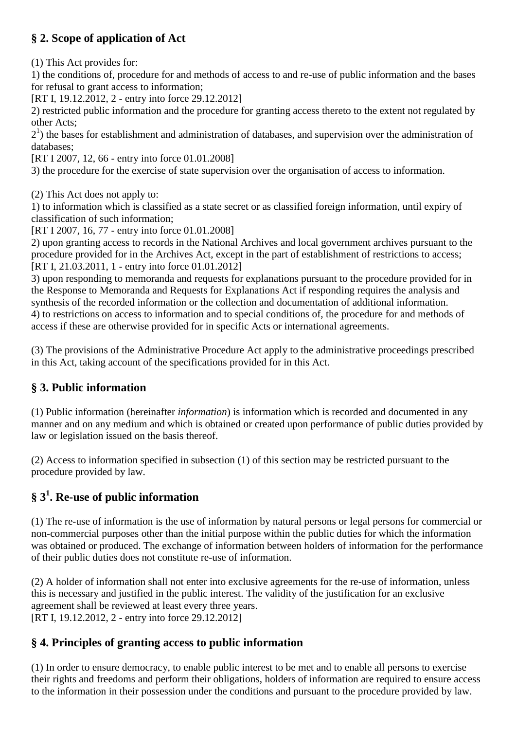## § 2. Scope of application of Act

(1) This Act provides for:

1) the conditions of, procedure for and methods of access to and re-use of public information and the bases for refusal to grant access to information;
[RT I, 19.12.2012, 2 - entry into force 29.12.2012]

2) restricted public information and the procedure for granting access thereto to the extent not regulated by other Acts;

$2^1$) the bases for establishment and administration of databases, and supervision over the administration of databases;
[RT I 2007, 12, 66 - entry into force 01.01.2008]

3) the procedure for the exercise of state supervision over the organisation of access to information.

(2) This Act does not apply to:

1) to information which is classified as a state secret or as classified foreign information, until expiry of classification of such information;
[RT I 2007, 16, 77 - entry into force 01.01.2008]

2) upon granting access to records in the National Archives and local government archives pursuant to the procedure provided for in the Archives Act, except in the part of establishment of restrictions to access;
[RT I, 21.03.2011, 1 - entry into force 01.01.2012]

3) upon responding to memoranda and requests for explanations pursuant to the procedure provided for in the Response to Memoranda and Requests for Explanations Act if responding requires the analysis and synthesis of the recorded information or the collection and documentation of additional information.

4) to restrictions on access to information and to special conditions of, the procedure for and methods of access if these are otherwise provided for in specific Acts or international agreements.

(3) The provisions of the Administrative Procedure Act apply to the administrative proceedings prescribed in this Act, taking account of the specifications provided for in this Act.

## § 3. Public information

(1) Public information (hereinafter *information*) is information which is recorded and documented in any manner and on any medium and which is obtained or created upon performance of public duties provided by law or legislation issued on the basis thereof.

(2) Access to information specified in subsection (1) of this section may be restricted pursuant to the procedure provided by law.

## § $3^1$. Re-use of public information

(1) The re-use of information is the use of information by natural persons or legal persons for commercial or non-commercial purposes other than the initial purpose within the public duties for which the information was obtained or produced. The exchange of information between holders of information for the performance of their public duties does not constitute re-use of information.

(2) A holder of information shall not enter into exclusive agreements for the re-use of information, unless this is necessary and justified in the public interest. The validity of the justification for an exclusive agreement shall be reviewed at least every three years.
[RT I, 19.12.2012, 2 - entry into force 29.12.2012]

## § 4. Principles of granting access to public information

(1) In order to ensure democracy, to enable public interest to be met and to enable all persons to exercise their rights and freedoms and perform their obligations, holders of information are required to ensure access to the information in their possession under the conditions and pursuant to the procedure provided by law.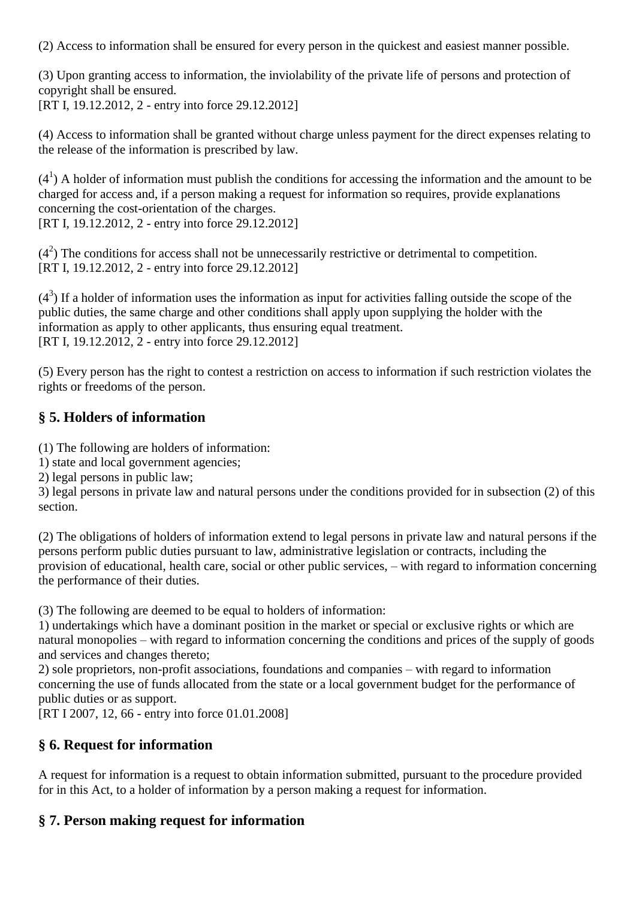(2) Access to information shall be ensured for every person in the quickest and easiest manner possible.

(3) Upon granting access to information, the inviolability of the private life of persons and protection of copyright shall be ensured.
[RT I, 19.12.2012, 2 - entry into force 29.12.2012]

(4) Access to information shall be granted without charge unless payment for the direct expenses relating to the release of the information is prescribed by law.

($4^1$) A holder of information must publish the conditions for accessing the information and the amount to be charged for access and, if a person making a request for information so requires, provide explanations concerning the cost-orientation of the charges.
[RT I, 19.12.2012, 2 - entry into force 29.12.2012]

($4^2$) The conditions for access shall not be unnecessarily restrictive or detrimental to competition.
[RT I, 19.12.2012, 2 - entry into force 29.12.2012]

($4^3$) If a holder of information uses the information as input for activities falling outside the scope of the public duties, the same charge and other conditions shall apply upon supplying the holder with the information as apply to other applicants, thus ensuring equal treatment.
[RT I, 19.12.2012, 2 - entry into force 29.12.2012]

(5) Every person has the right to contest a restriction on access to information if such restriction violates the rights or freedoms of the person.

## § 5. Holders of information

(1) The following are holders of information:
1) state and local government agencies;
2) legal persons in public law;
3) legal persons in private law and natural persons under the conditions provided for in subsection (2) of this section.

(2) The obligations of holders of information extend to legal persons in private law and natural persons if the persons perform public duties pursuant to law, administrative legislation or contracts, including the provision of educational, health care, social or other public services, – with regard to information concerning the performance of their duties.

(3) The following are deemed to be equal to holders of information:
1) undertakings which have a dominant position in the market or special or exclusive rights or which are natural monopolies – with regard to information concerning the conditions and prices of the supply of goods and services and changes thereto;
2) sole proprietors, non-profit associations, foundations and companies – with regard to information concerning the use of funds allocated from the state or a local government budget for the performance of public duties or as support.
[RT I 2007, 12, 66 - entry into force 01.01.2008]

## § 6. Request for information

A request for information is a request to obtain information submitted, pursuant to the procedure provided for in this Act, to a holder of information by a person making a request for information.

## § 7. Person making request for information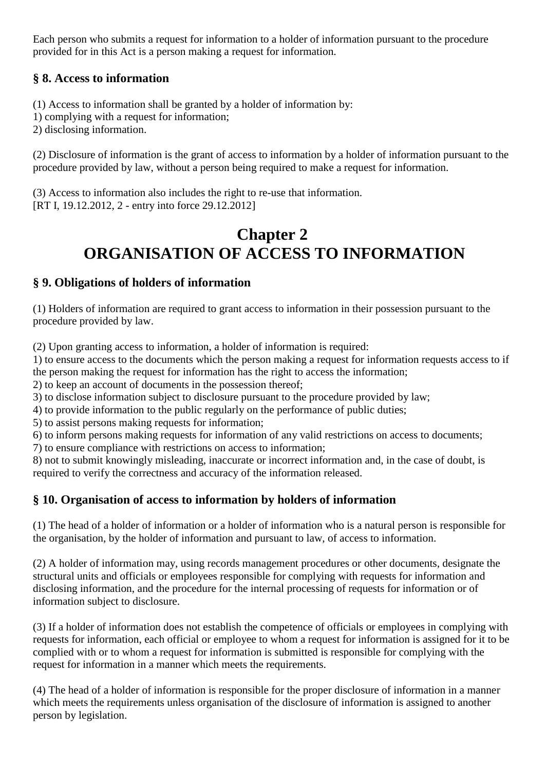Each person who submits a request for information to a holder of information pursuant to the procedure provided for in this Act is a person making a request for information.

### § 8. Access to information

(1) Access to information shall be granted by a holder of information by:
1) complying with a request for information;
2) disclosing information.

(2) Disclosure of information is the grant of access to information by a holder of information pursuant to the procedure provided by law, without a person being required to make a request for information.

(3) Access to information also includes the right to re-use that information.
[RT I, 19.12.2012, 2 - entry into force 29.12.2012]

# Chapter 2
# ORGANISATION OF ACCESS TO INFORMATION

### § 9. Obligations of holders of information

(1) Holders of information are required to grant access to information in their possession pursuant to the procedure provided by law.

(2) Upon granting access to information, a holder of information is required:
1) to ensure access to the documents which the person making a request for information requests access to if the person making the request for information has the right to access the information;
2) to keep an account of documents in the possession thereof;
3) to disclose information subject to disclosure pursuant to the procedure provided by law;
4) to provide information to the public regularly on the performance of public duties;
5) to assist persons making requests for information;
6) to inform persons making requests for information of any valid restrictions on access to documents;
7) to ensure compliance with restrictions on access to information;
8) not to submit knowingly misleading, inaccurate or incorrect information and, in the case of doubt, is required to verify the correctness and accuracy of the information released.

### § 10. Organisation of access to information by holders of information

(1) The head of a holder of information or a holder of information who is a natural person is responsible for the organisation, by the holder of information and pursuant to law, of access to information.

(2) A holder of information may, using records management procedures or other documents, designate the structural units and officials or employees responsible for complying with requests for information and disclosing information, and the procedure for the internal processing of requests for information or of information subject to disclosure.

(3) If a holder of information does not establish the competence of officials or employees in complying with requests for information, each official or employee to whom a request for information is assigned for it to be complied with or to whom a request for information is submitted is responsible for complying with the request for information in a manner which meets the requirements.

(4) The head of a holder of information is responsible for the proper disclosure of information in a manner which meets the requirements unless organisation of the disclosure of information is assigned to another person by legislation.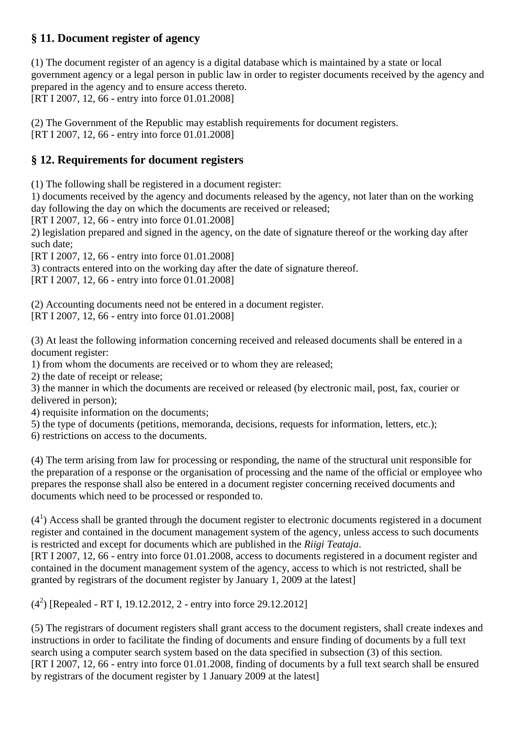## § 11. Document register of agency

(1) The document register of an agency is a digital database which is maintained by a state or local government agency or a legal person in public law in order to register documents received by the agency and prepared in the agency and to ensure access thereto.
[RT I 2007, 12, 66 - entry into force 01.01.2008]

(2) The Government of the Republic may establish requirements for document registers.
[RT I 2007, 12, 66 - entry into force 01.01.2008]

## § 12. Requirements for document registers

(1) The following shall be registered in a document register:
1) documents received by the agency and documents released by the agency, not later than on the working day following the day on which the documents are received or released;
[RT I 2007, 12, 66 - entry into force 01.01.2008]
2) legislation prepared and signed in the agency, on the date of signature thereof or the working day after such date;
[RT I 2007, 12, 66 - entry into force 01.01.2008]
3) contracts entered into on the working day after the date of signature thereof.
[RT I 2007, 12, 66 - entry into force 01.01.2008]

(2) Accounting documents need not be entered in a document register.
[RT I 2007, 12, 66 - entry into force 01.01.2008]

(3) At least the following information concerning received and released documents shall be entered in a document register:
1) from whom the documents are received or to whom they are released;
2) the date of receipt or release;
3) the manner in which the documents are received or released (by electronic mail, post, fax, courier or delivered in person);
4) requisite information on the documents;
5) the type of documents (petitions, memoranda, decisions, requests for information, letters, etc.);
6) restrictions on access to the documents.

(4) The term arising from law for processing or responding, the name of the structural unit responsible for the preparation of a response or the organisation of processing and the name of the official or employee who prepares the response shall also be entered in a document register concerning received documents and documents which need to be processed or responded to.

($4^1$) Access shall be granted through the document register to electronic documents registered in a document register and contained in the document management system of the agency, unless access to such documents is restricted and except for documents which are published in the *Riigi Teataja*.
[RT I 2007, 12, 66 - entry into force 01.01.2008, access to documents registered in a document register and contained in the document management system of the agency, access to which is not restricted, shall be granted by registrars of the document register by January 1, 2009 at the latest]

($4^2$) [Repealed - RT I, 19.12.2012, 2 - entry into force 29.12.2012]

(5) The registrars of document registers shall grant access to the document registers, shall create indexes and instructions in order to facilitate the finding of documents and ensure finding of documents by a full text search using a computer search system based on the data specified in subsection (3) of this section.
[RT I 2007, 12, 66 - entry into force 01.01.2008, finding of documents by a full text search shall be ensured by registrars of the document register by 1 January 2009 at the latest]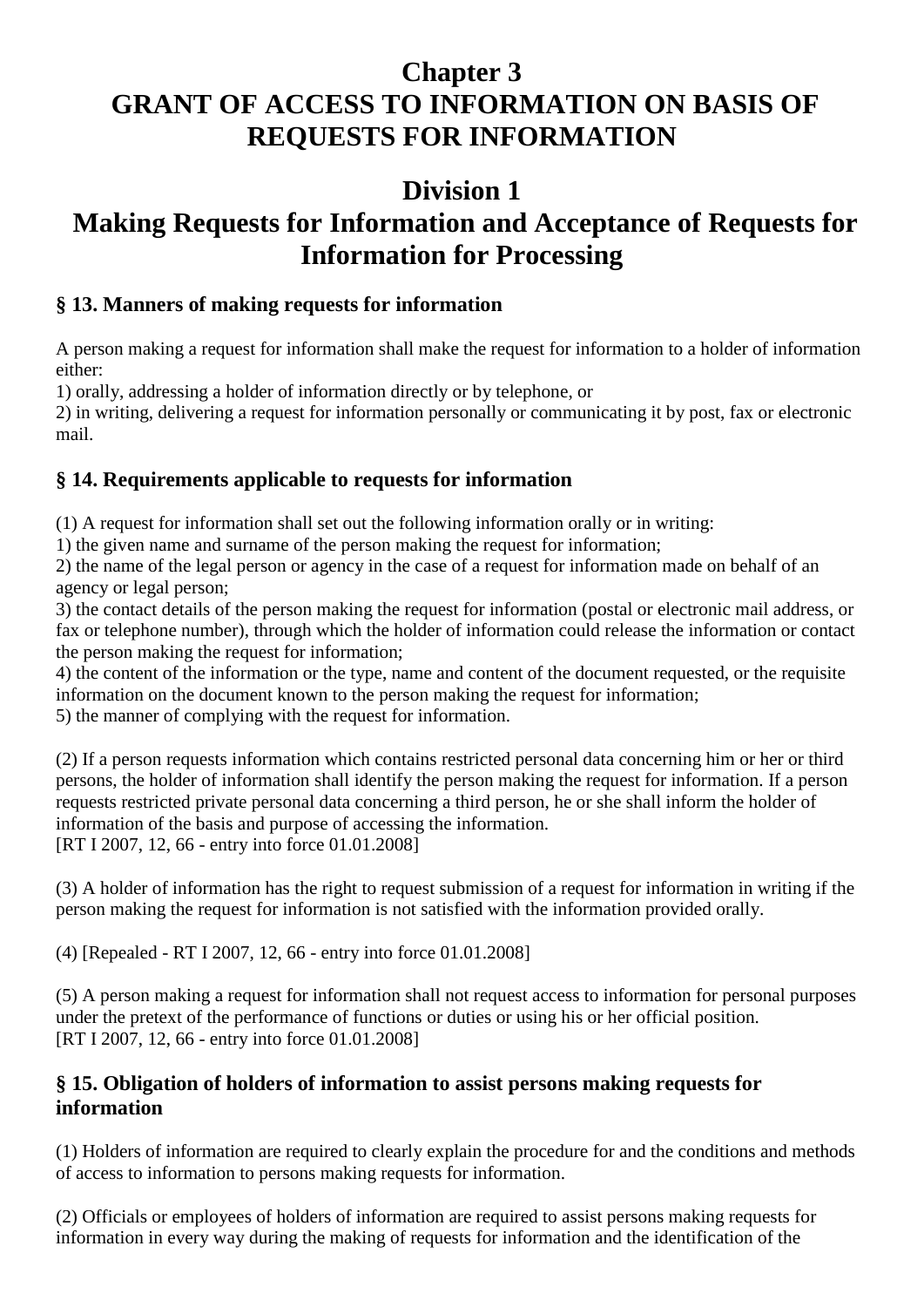# Chapter 3
# GRANT OF ACCESS TO INFORMATION ON BASIS OF REQUESTS FOR INFORMATION

## Division 1
## Making Requests for Information and Acceptance of Requests for Information for Processing

### § 13. Manners of making requests for information

A person making a request for information shall make the request for information to a holder of information either:
1) orally, addressing a holder of information directly or by telephone, or
2) in writing, delivering a request for information personally or communicating it by post, fax or electronic mail.

### § 14. Requirements applicable to requests for information

(1) A request for information shall set out the following information orally or in writing:
1) the given name and surname of the person making the request for information;
2) the name of the legal person or agency in the case of a request for information made on behalf of an agency or legal person;
3) the contact details of the person making the request for information (postal or electronic mail address, or fax or telephone number), through which the holder of information could release the information or contact the person making the request for information;
4) the content of the information or the type, name and content of the document requested, or the requisite information on the document known to the person making the request for information;
5) the manner of complying with the request for information.

(2) If a person requests information which contains restricted personal data concerning him or her or third persons, the holder of information shall identify the person making the request for information. If a person requests restricted private personal data concerning a third person, he or she shall inform the holder of information of the basis and purpose of accessing the information.
[RT I 2007, 12, 66 - entry into force 01.01.2008]

(3) A holder of information has the right to request submission of a request for information in writing if the person making the request for information is not satisfied with the information provided orally.

(4) [Repealed - RT I 2007, 12, 66 - entry into force 01.01.2008]

(5) A person making a request for information shall not request access to information for personal purposes under the pretext of the performance of functions or duties or using his or her official position.
[RT I 2007, 12, 66 - entry into force 01.01.2008]

### § 15. Obligation of holders of information to assist persons making requests for information

(1) Holders of information are required to clearly explain the procedure for and the conditions and methods of access to information to persons making requests for information.

(2) Officials or employees of holders of information are required to assist persons making requests for information in every way during the making of requests for information and the identification of the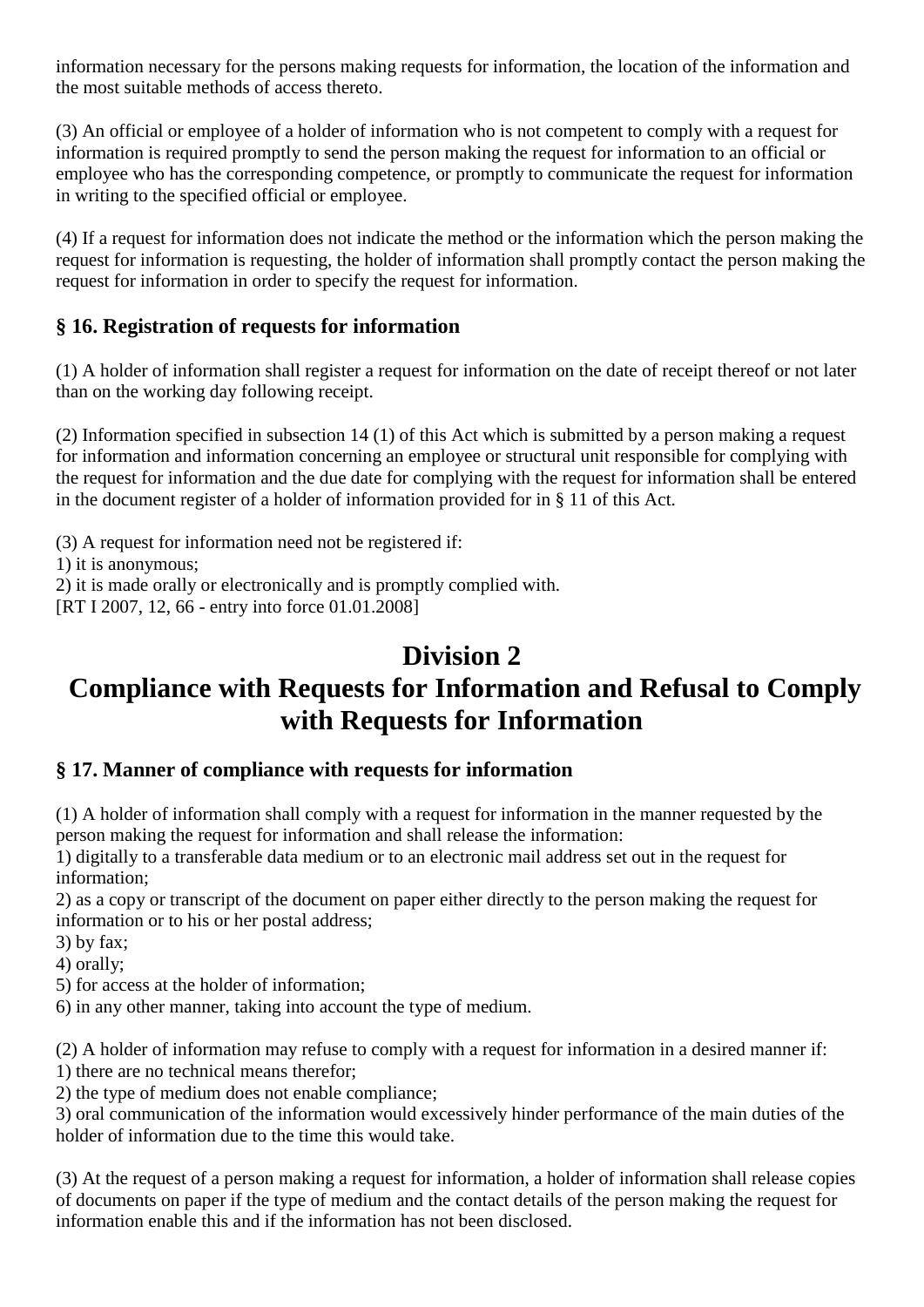information necessary for the persons making requests for information, the location of the information and the most suitable methods of access thereto.

(3) An official or employee of a holder of information who is not competent to comply with a request for information is required promptly to send the person making the request for information to an official or employee who has the corresponding competence, or promptly to communicate the request for information in writing to the specified official or employee.

(4) If a request for information does not indicate the method or the information which the person making the request for information is requesting, the holder of information shall promptly contact the person making the request for information in order to specify the request for information.

### § 16. Registration of requests for information

(1) A holder of information shall register a request for information on the date of receipt thereof or not later than on the working day following receipt.

(2) Information specified in subsection 14 (1) of this Act which is submitted by a person making a request for information and information concerning an employee or structural unit responsible for complying with the request for information and the due date for complying with the request for information shall be entered in the document register of a holder of information provided for in § 11 of this Act.

(3) A request for information need not be registered if:
1) it is anonymous;
2) it is made orally or electronically and is promptly complied with.
[RT I 2007, 12, 66 - entry into force 01.01.2008]

## Division 2
## Compliance with Requests for Information and Refusal to Comply with Requests for Information

### § 17. Manner of compliance with requests for information

(1) A holder of information shall comply with a request for information in the manner requested by the person making the request for information and shall release the information:
1) digitally to a transferable data medium or to an electronic mail address set out in the request for information;
2) as a copy or transcript of the document on paper either directly to the person making the request for information or to his or her postal address;
3) by fax;
4) orally;
5) for access at the holder of information;
6) in any other manner, taking into account the type of medium.

(2) A holder of information may refuse to comply with a request for information in a desired manner if:
1) there are no technical means therefor;
2) the type of medium does not enable compliance;
3) oral communication of the information would excessively hinder performance of the main duties of the holder of information due to the time this would take.

(3) At the request of a person making a request for information, a holder of information shall release copies of documents on paper if the type of medium and the contact details of the person making the request for information enable this and if the information has not been disclosed.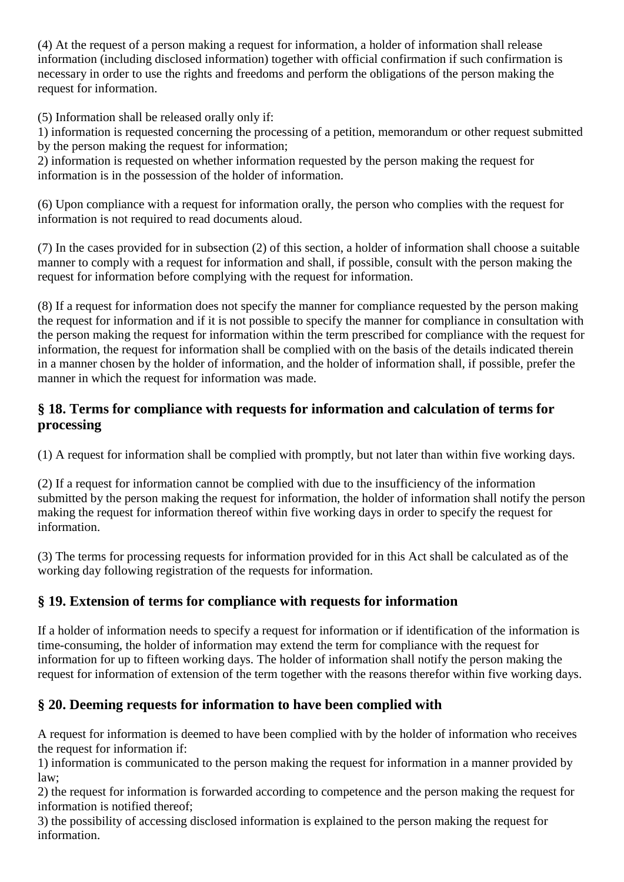(4) At the request of a person making a request for information, a holder of information shall release information (including disclosed information) together with official confirmation if such confirmation is necessary in order to use the rights and freedoms and perform the obligations of the person making the request for information.

(5) Information shall be released orally only if:
1) information is requested concerning the processing of a petition, memorandum or other request submitted by the person making the request for information;
2) information is requested on whether information requested by the person making the request for information is in the possession of the holder of information.

(6) Upon compliance with a request for information orally, the person who complies with the request for information is not required to read documents aloud.

(7) In the cases provided for in subsection (2) of this section, a holder of information shall choose a suitable manner to comply with a request for information and shall, if possible, consult with the person making the request for information before complying with the request for information.

(8) If a request for information does not specify the manner for compliance requested by the person making the request for information and if it is not possible to specify the manner for compliance in consultation with the person making the request for information within the term prescribed for compliance with the request for information, the request for information shall be complied with on the basis of the details indicated therein in a manner chosen by the holder of information, and the holder of information shall, if possible, prefer the manner in which the request for information was made.

## § 18. Terms for compliance with requests for information and calculation of terms for processing

(1) A request for information shall be complied with promptly, but not later than within five working days.

(2) If a request for information cannot be complied with due to the insufficiency of the information submitted by the person making the request for information, the holder of information shall notify the person making the request for information thereof within five working days in order to specify the request for information.

(3) The terms for processing requests for information provided for in this Act shall be calculated as of the working day following registration of the requests for information.

## § 19. Extension of terms for compliance with requests for information

If a holder of information needs to specify a request for information or if identification of the information is time-consuming, the holder of information may extend the term for compliance with the request for information for up to fifteen working days. The holder of information shall notify the person making the request for information of extension of the term together with the reasons therefor within five working days.

## § 20. Deeming requests for information to have been complied with

A request for information is deemed to have been complied with by the holder of information who receives the request for information if:
1) information is communicated to the person making the request for information in a manner provided by law;
2) the request for information is forwarded according to competence and the person making the request for information is notified thereof;
3) the possibility of accessing disclosed information is explained to the person making the request for information.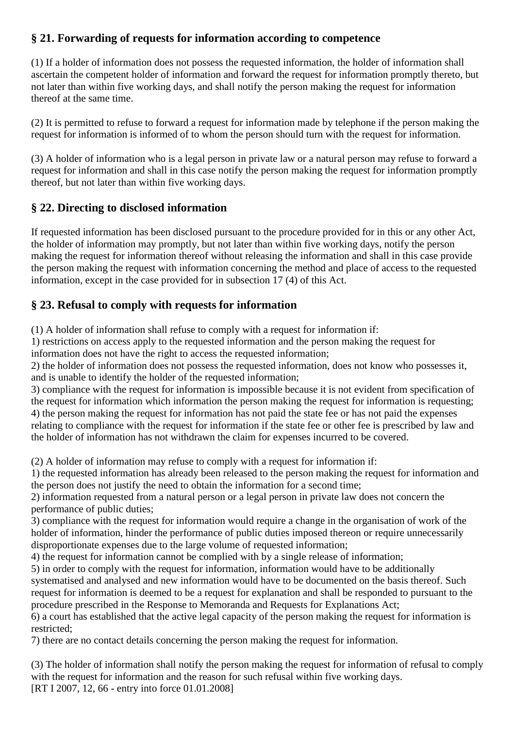## § 21. Forwarding of requests for information according to competence

(1) If a holder of information does not possess the requested information, the holder of information shall ascertain the competent holder of information and forward the request for information promptly thereto, but not later than within five working days, and shall notify the person making the request for information thereof at the same time.

(2) It is permitted to refuse to forward a request for information made by telephone if the person making the request for information is informed of to whom the person should turn with the request for information.

(3) A holder of information who is a legal person in private law or a natural person may refuse to forward a request for information and shall in this case notify the person making the request for information promptly thereof, but not later than within five working days.

## § 22. Directing to disclosed information

If requested information has been disclosed pursuant to the procedure provided for in this or any other Act, the holder of information may promptly, but not later than within five working days, notify the person making the request for information thereof without releasing the information and shall in this case provide the person making the request with information concerning the method and place of access to the requested information, except in the case provided for in subsection 17 (4) of this Act.

## § 23. Refusal to comply with requests for information

(1) A holder of information shall refuse to comply with a request for information if:
1) restrictions on access apply to the requested information and the person making the request for information does not have the right to access the requested information;
2) the holder of information does not possess the requested information, does not know who possesses it, and is unable to identify the holder of the requested information;
3) compliance with the request for information is impossible because it is not evident from specification of the request for information which information the person making the request for information is requesting;
4) the person making the request for information has not paid the state fee or has not paid the expenses relating to compliance with the request for information if the state fee or other fee is prescribed by law and the holder of information has not withdrawn the claim for expenses incurred to be covered.

(2) A holder of information may refuse to comply with a request for information if:
1) the requested information has already been released to the person making the request for information and the person does not justify the need to obtain the information for a second time;
2) information requested from a natural person or a legal person in private law does not concern the performance of public duties;
3) compliance with the request for information would require a change in the organisation of work of the holder of information, hinder the performance of public duties imposed thereon or require unnecessarily disproportionate expenses due to the large volume of requested information;
4) the request for information cannot be complied with by a single release of information;
5) in order to comply with the request for information, information would have to be additionally systematised and analysed and new information would have to be documented on the basis thereof. Such request for information is deemed to be a request for explanation and shall be responded to pursuant to the procedure prescribed in the Response to Memoranda and Requests for Explanations Act;
6) a court has established that the active legal capacity of the person making the request for information is restricted;
7) there are no contact details concerning the person making the request for information.

(3) The holder of information shall notify the person making the request for information of refusal to comply with the request for information and the reason for such refusal within five working days.
[RT I 2007, 12, 66 - entry into force 01.01.2008]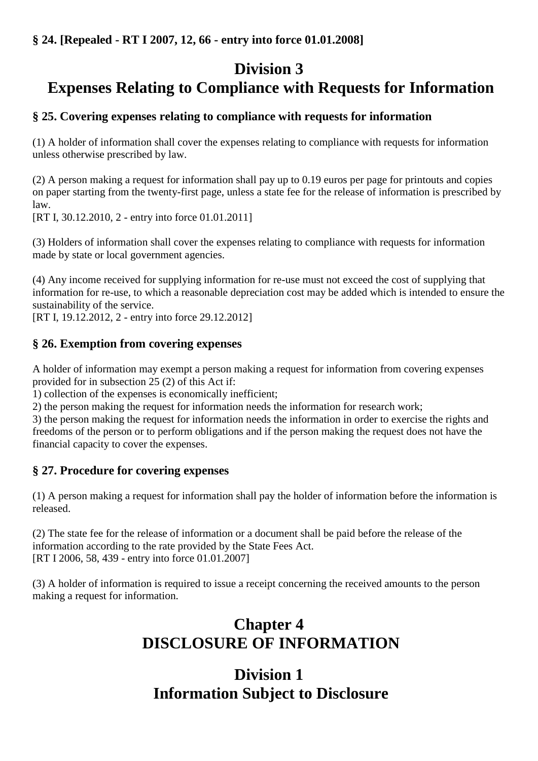### § 24. [Repealed - RT I 2007, 12, 66 - entry into force 01.01.2008]

## Division 3
## Expenses Relating to Compliance with Requests for Information

### § 25. Covering expenses relating to compliance with requests for information

(1) A holder of information shall cover the expenses relating to compliance with requests for information unless otherwise prescribed by law.

(2) A person making a request for information shall pay up to 0.19 euros per page for printouts and copies on paper starting from the twenty-first page, unless a state fee for the release of information is prescribed by law.
[RT I, 30.12.2010, 2 - entry into force 01.01.2011]

(3) Holders of information shall cover the expenses relating to compliance with requests for information made by state or local government agencies.

(4) Any income received for supplying information for re-use must not exceed the cost of supplying that information for re-use, to which a reasonable depreciation cost may be added which is intended to ensure the sustainability of the service.
[RT I, 19.12.2012, 2 - entry into force 29.12.2012]

### § 26. Exemption from covering expenses

A holder of information may exempt a person making a request for information from covering expenses provided for in subsection 25 (2) of this Act if:
1) collection of the expenses is economically inefficient;
2) the person making the request for information needs the information for research work;
3) the person making the request for information needs the information in order to exercise the rights and freedoms of the person or to perform obligations and if the person making the request does not have the financial capacity to cover the expenses.

### § 27. Procedure for covering expenses

(1) A person making a request for information shall pay the holder of information before the information is released.

(2) The state fee for the release of information or a document shall be paid before the release of the information according to the rate provided by the State Fees Act.
[RT I 2006, 58, 439 - entry into force 01.01.2007]

(3) A holder of information is required to issue a receipt concerning the received amounts to the person making a request for information.

# Chapter 4
# DISCLOSURE OF INFORMATION

## Division 1
## Information Subject to Disclosure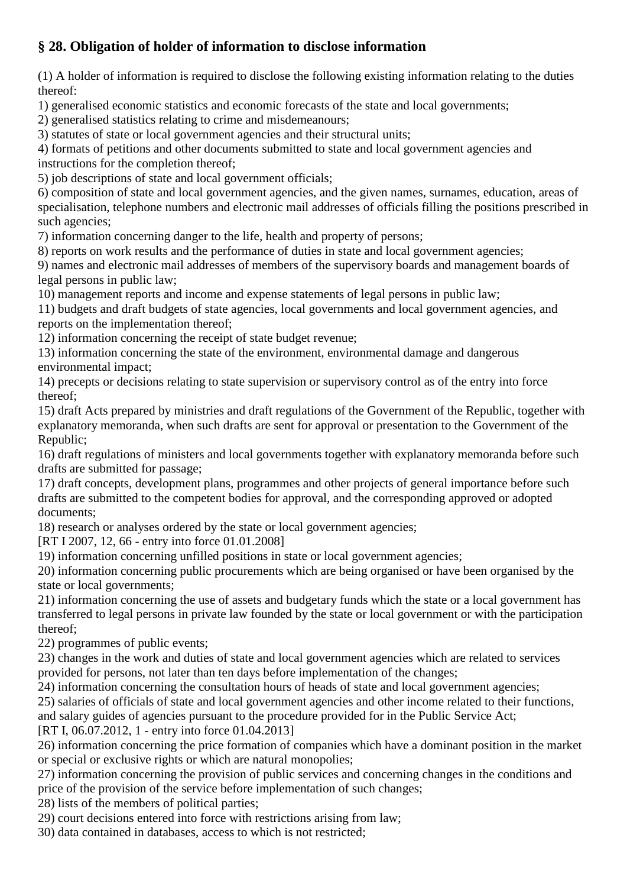### § 28. Obligation of holder of information to disclose information

(1) A holder of information is required to disclose the following existing information relating to the duties thereof:
1) generalised economic statistics and economic forecasts of the state and local governments;
2) generalised statistics relating to crime and misdemeanours;
3) statutes of state or local government agencies and their structural units;
4) formats of petitions and other documents submitted to state and local government agencies and instructions for the completion thereof;
5) job descriptions of state and local government officials;
6) composition of state and local government agencies, and the given names, surnames, education, areas of specialisation, telephone numbers and electronic mail addresses of officials filling the positions prescribed in such agencies;
7) information concerning danger to the life, health and property of persons;
8) reports on work results and the performance of duties in state and local government agencies;
9) names and electronic mail addresses of members of the supervisory boards and management boards of legal persons in public law;
10) management reports and income and expense statements of legal persons in public law;
11) budgets and draft budgets of state agencies, local governments and local government agencies, and reports on the implementation thereof;
12) information concerning the receipt of state budget revenue;
13) information concerning the state of the environment, environmental damage and dangerous environmental impact;
14) precepts or decisions relating to state supervision or supervisory control as of the entry into force thereof;
15) draft Acts prepared by ministries and draft regulations of the Government of the Republic, together with explanatory memoranda, when such drafts are sent for approval or presentation to the Government of the Republic;
16) draft regulations of ministers and local governments together with explanatory memoranda before such drafts are submitted for passage;
17) draft concepts, development plans, programmes and other projects of general importance before such drafts are submitted to the competent bodies for approval, and the corresponding approved or adopted documents;
18) research or analyses ordered by the state or local government agencies;
[RT I 2007, 12, 66 - entry into force 01.01.2008]
19) information concerning unfilled positions in state or local government agencies;
20) information concerning public procurements which are being organised or have been organised by the state or local governments;
21) information concerning the use of assets and budgetary funds which the state or a local government has transferred to legal persons in private law founded by the state or local government or with the participation thereof;
22) programmes of public events;
23) changes in the work and duties of state and local government agencies which are related to services provided for persons, not later than ten days before implementation of the changes;
24) information concerning the consultation hours of heads of state and local government agencies;
25) salaries of officials of state and local government agencies and other income related to their functions, and salary guides of agencies pursuant to the procedure provided for in the Public Service Act;
[RT I, 06.07.2012, 1 - entry into force 01.04.2013]
26) information concerning the price formation of companies which have a dominant position in the market or special or exclusive rights or which are natural monopolies;
27) information concerning the provision of public services and concerning changes in the conditions and price of the provision of the service before implementation of such changes;
28) lists of the members of political parties;
29) court decisions entered into force with restrictions arising from law;
30) data contained in databases, access to which is not restricted;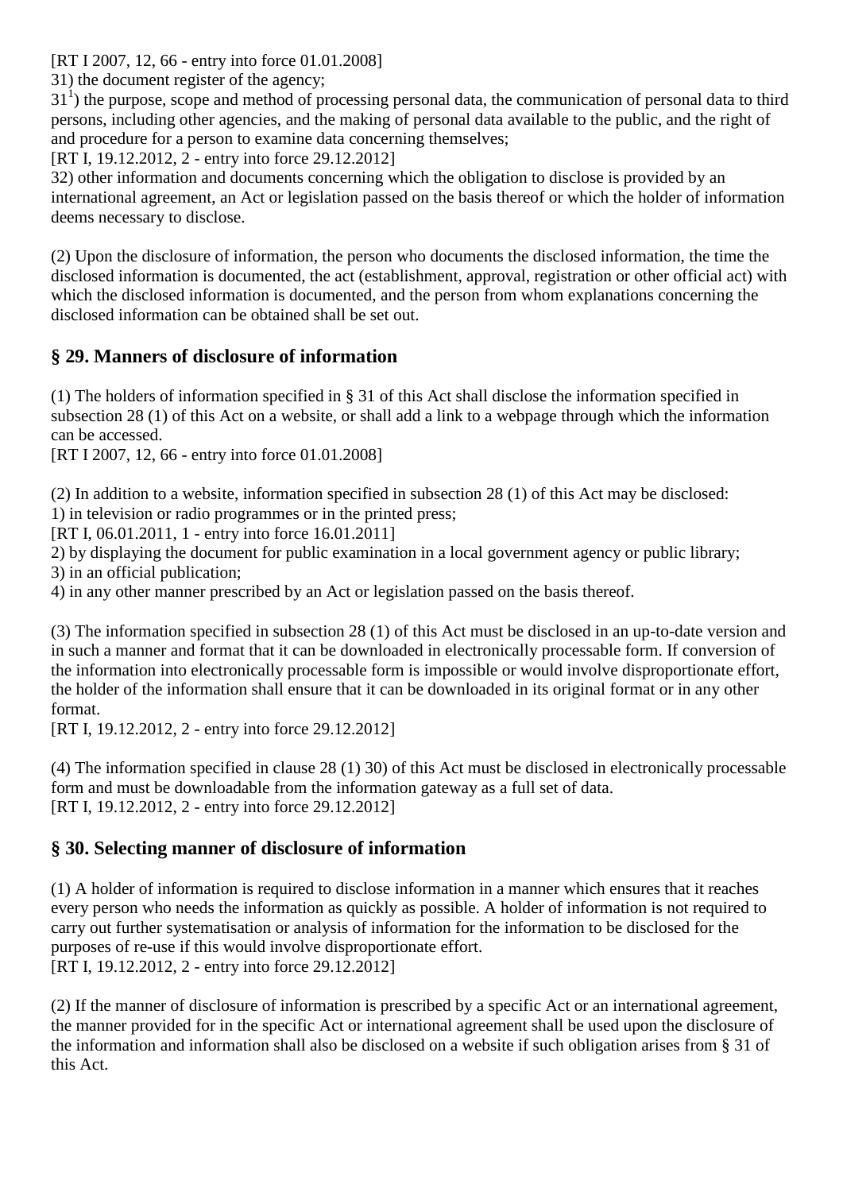[RT I 2007, 12, 66 - entry into force 01.01.2008]

31) the document register of the agency;

31[1]) the purpose, scope and method of processing personal data, the communication of personal data to third persons, including other agencies, and the making of personal data available to the public, and the right of and procedure for a person to examine data concerning themselves;

[RT I, 19.12.2012, 2 - entry into force 29.12.2012]

32) other information and documents concerning which the obligation to disclose is provided by an international agreement, an Act or legislation passed on the basis thereof or which the holder of information deems necessary to disclose.

(2) Upon the disclosure of information, the person who documents the disclosed information, the time the disclosed information is documented, the act (establishment, approval, registration or other official act) with which the disclosed information is documented, and the person from whom explanations concerning the disclosed information can be obtained shall be set out.

## § 29. Manners of disclosure of information

(1) The holders of information specified in § 31 of this Act shall disclose the information specified in subsection 28 (1) of this Act on a website, or shall add a link to a webpage through which the information can be accessed.

[RT I 2007, 12, 66 - entry into force 01.01.2008]

(2) In addition to a website, information specified in subsection 28 (1) of this Act may be disclosed:

1) in television or radio programmes or in the printed press;

[RT I, 06.01.2011, 1 - entry into force 16.01.2011]

2) by displaying the document for public examination in a local government agency or public library;

3) in an official publication;

4) in any other manner prescribed by an Act or legislation passed on the basis thereof.

(3) The information specified in subsection 28 (1) of this Act must be disclosed in an up-to-date version and in such a manner and format that it can be downloaded in electronically processable form. If conversion of the information into electronically processable form is impossible or would involve disproportionate effort, the holder of the information shall ensure that it can be downloaded in its original format or in any other format.

[RT I, 19.12.2012, 2 - entry into force 29.12.2012]

(4) The information specified in clause 28 (1) 30) of this Act must be disclosed in electronically processable form and must be downloadable from the information gateway as a full set of data.

[RT I, 19.12.2012, 2 - entry into force 29.12.2012]

## § 30. Selecting manner of disclosure of information

(1) A holder of information is required to disclose information in a manner which ensures that it reaches every person who needs the information as quickly as possible. A holder of information is not required to carry out further systematisation or analysis of information for the information to be disclosed for the purposes of re-use if this would involve disproportionate effort.

[RT I, 19.12.2012, 2 - entry into force 29.12.2012]

(2) If the manner of disclosure of information is prescribed by a specific Act or an international agreement, the manner provided for in the specific Act or international agreement shall be used upon the disclosure of the information and information shall also be disclosed on a website if such obligation arises from § 31 of this Act.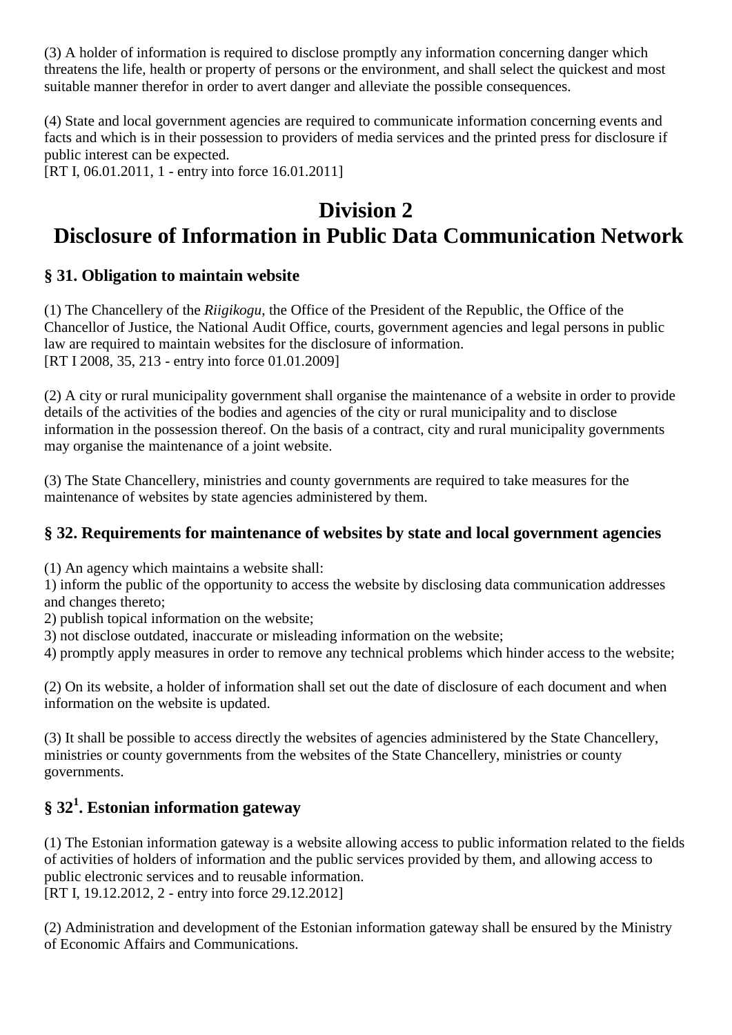(3) A holder of information is required to disclose promptly any information concerning danger which threatens the life, health or property of persons or the environment, and shall select the quickest and most suitable manner therefor in order to avert danger and alleviate the possible consequences.

(4) State and local government agencies are required to communicate information concerning events and facts and which is in their possession to providers of media services and the printed press for disclosure if public interest can be expected.
[RT I, 06.01.2011, 1 - entry into force 16.01.2011]

# Division 2
# Disclosure of Information in Public Data Communication Network

### § 31. Obligation to maintain website

(1) The Chancellery of the *Riigikogu*, the Office of the President of the Republic, the Office of the Chancellor of Justice, the National Audit Office, courts, government agencies and legal persons in public law are required to maintain websites for the disclosure of information.
[RT I 2008, 35, 213 - entry into force 01.01.2009]

(2) A city or rural municipality government shall organise the maintenance of a website in order to provide details of the activities of the bodies and agencies of the city or rural municipality and to disclose information in the possession thereof. On the basis of a contract, city and rural municipality governments may organise the maintenance of a joint website.

(3) The State Chancellery, ministries and county governments are required to take measures for the maintenance of websites by state agencies administered by them.

### § 32. Requirements for maintenance of websites by state and local government agencies

(1) An agency which maintains a website shall:
1) inform the public of the opportunity to access the website by disclosing data communication addresses and changes thereto;
2) publish topical information on the website;
3) not disclose outdated, inaccurate or misleading information on the website;
4) promptly apply measures in order to remove any technical problems which hinder access to the website;

(2) On its website, a holder of information shall set out the date of disclosure of each document and when information on the website is updated.

(3) It shall be possible to access directly the websites of agencies administered by the State Chancellery, ministries or county governments from the websites of the State Chancellery, ministries or county governments.

### § 32[1]. Estonian information gateway

(1) The Estonian information gateway is a website allowing access to public information related to the fields of activities of holders of information and the public services provided by them, and allowing access to public electronic services and to reusable information.
[RT I, 19.12.2012, 2 - entry into force 29.12.2012]

(2) Administration and development of the Estonian information gateway shall be ensured by the Ministry of Economic Affairs and Communications.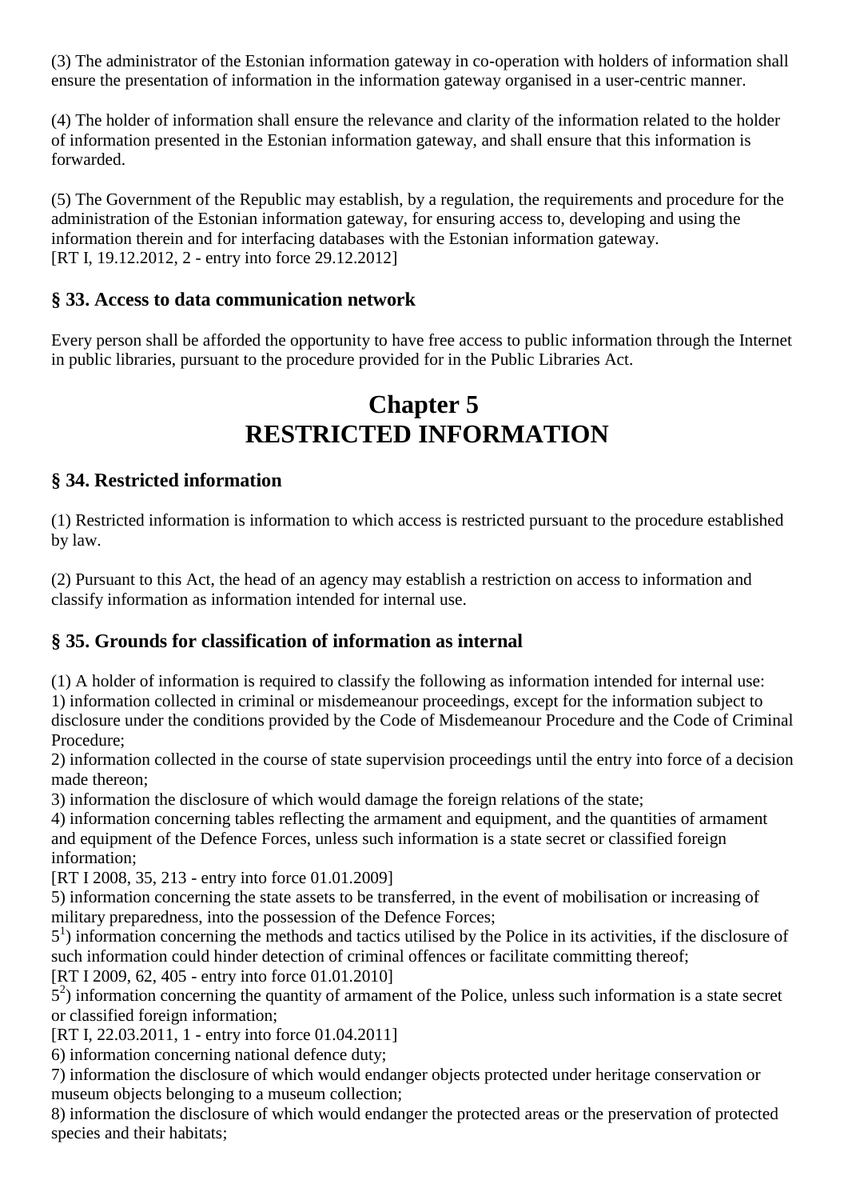(3) The administrator of the Estonian information gateway in co-operation with holders of information shall ensure the presentation of information in the information gateway organised in a user-centric manner.

(4) The holder of information shall ensure the relevance and clarity of the information related to the holder of information presented in the Estonian information gateway, and shall ensure that this information is forwarded.

(5) The Government of the Republic may establish, by a regulation, the requirements and procedure for the administration of the Estonian information gateway, for ensuring access to, developing and using the information therein and for interfacing databases with the Estonian information gateway.
[RT I, 19.12.2012, 2 - entry into force 29.12.2012]

### § 33. Access to data communication network

Every person shall be afforded the opportunity to have free access to public information through the Internet in public libraries, pursuant to the procedure provided for in the Public Libraries Act.

## Chapter 5
## RESTRICTED INFORMATION

### § 34. Restricted information

(1) Restricted information is information to which access is restricted pursuant to the procedure established by law.

(2) Pursuant to this Act, the head of an agency may establish a restriction on access to information and classify information as information intended for internal use.

### § 35. Grounds for classification of information as internal

(1) A holder of information is required to classify the following as information intended for internal use:
1) information collected in criminal or misdemeanour proceedings, except for the information subject to disclosure under the conditions provided by the Code of Misdemeanour Procedure and the Code of Criminal Procedure;
2) information collected in the course of state supervision proceedings until the entry into force of a decision made thereon;
3) information the disclosure of which would damage the foreign relations of the state;
4) information concerning tables reflecting the armament and equipment, and the quantities of armament and equipment of the Defence Forces, unless such information is a state secret or classified foreign information;
[RT I 2008, 35, 213 - entry into force 01.01.2009]
5) information concerning the state assets to be transferred, in the event of mobilisation or increasing of military preparedness, into the possession of the Defence Forces;
5[1]) information concerning the methods and tactics utilised by the Police in its activities, if the disclosure of such information could hinder detection of criminal offences or facilitate committing thereof;
[RT I 2009, 62, 405 - entry into force 01.01.2010]
5[2]) information concerning the quantity of armament of the Police, unless such information is a state secret or classified foreign information;
[RT I, 22.03.2011, 1 - entry into force 01.04.2011]
6) information concerning national defence duty;
7) information the disclosure of which would endanger objects protected under heritage conservation or museum objects belonging to a museum collection;
8) information the disclosure of which would endanger the protected areas or the preservation of protected species and their habitats;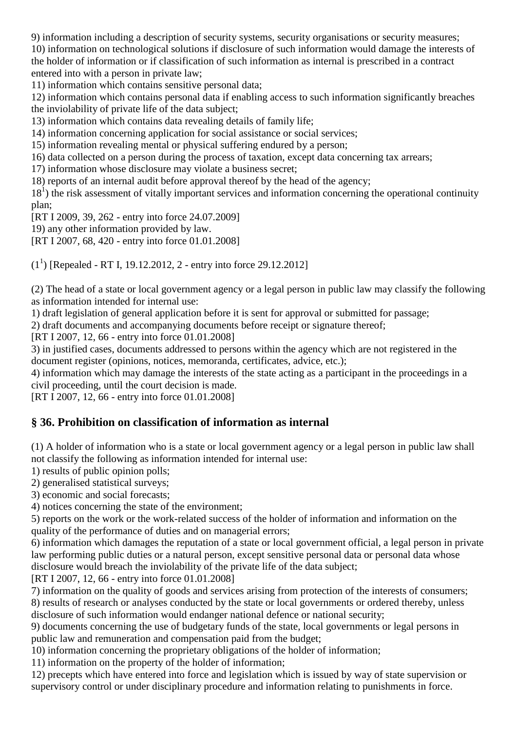9) information including a description of security systems, security organisations or security measures;
10) information on technological solutions if disclosure of such information would damage the interests of the holder of information or if classification of such information as internal is prescribed in a contract entered into with a person in private law;
11) information which contains sensitive personal data;
12) information which contains personal data if enabling access to such information significantly breaches the inviolability of private life of the data subject;
13) information which contains data revealing details of family life;
14) information concerning application for social assistance or social services;
15) information revealing mental or physical suffering endured by a person;
16) data collected on a person during the process of taxation, except data concerning tax arrears;
17) information whose disclosure may violate a business secret;
18) reports of an internal audit before approval thereof by the head of the agency;
18[1]) the risk assessment of vitally important services and information concerning the operational continuity plan;
[RT I 2009, 39, 262 - entry into force 24.07.2009]
19) any other information provided by law.
[RT I 2007, 68, 420 - entry into force 01.01.2008]

(1[1]) [Repealed - RT I, 19.12.2012, 2 - entry into force 29.12.2012]

(2) The head of a state or local government agency or a legal person in public law may classify the following as information intended for internal use:
1) draft legislation of general application before it is sent for approval or submitted for passage;
2) draft documents and accompanying documents before receipt or signature thereof;
[RT I 2007, 12, 66 - entry into force 01.01.2008]
3) in justified cases, documents addressed to persons within the agency which are not registered in the document register (opinions, notices, memoranda, certificates, advice, etc.);
4) information which may damage the interests of the state acting as a participant in the proceedings in a civil proceeding, until the court decision is made.
[RT I 2007, 12, 66 - entry into force 01.01.2008]

## § 36. Prohibition on classification of information as internal

(1) A holder of information who is a state or local government agency or a legal person in public law shall not classify the following as information intended for internal use:
1) results of public opinion polls;
2) generalised statistical surveys;
3) economic and social forecasts;
4) notices concerning the state of the environment;
5) reports on the work or the work-related success of the holder of information and information on the quality of the performance of duties and on managerial errors;
6) information which damages the reputation of a state or local government official, a legal person in private law performing public duties or a natural person, except sensitive personal data or personal data whose disclosure would breach the inviolability of the private life of the data subject;
[RT I 2007, 12, 66 - entry into force 01.01.2008]
7) information on the quality of goods and services arising from protection of the interests of consumers;
8) results of research or analyses conducted by the state or local governments or ordered thereby, unless disclosure of such information would endanger national defence or national security;
9) documents concerning the use of budgetary funds of the state, local governments or legal persons in public law and remuneration and compensation paid from the budget;
10) information concerning the proprietary obligations of the holder of information;
11) information on the property of the holder of information;
12) precepts which have entered into force and legislation which is issued by way of state supervision or supervisory control or under disciplinary procedure and information relating to punishments in force.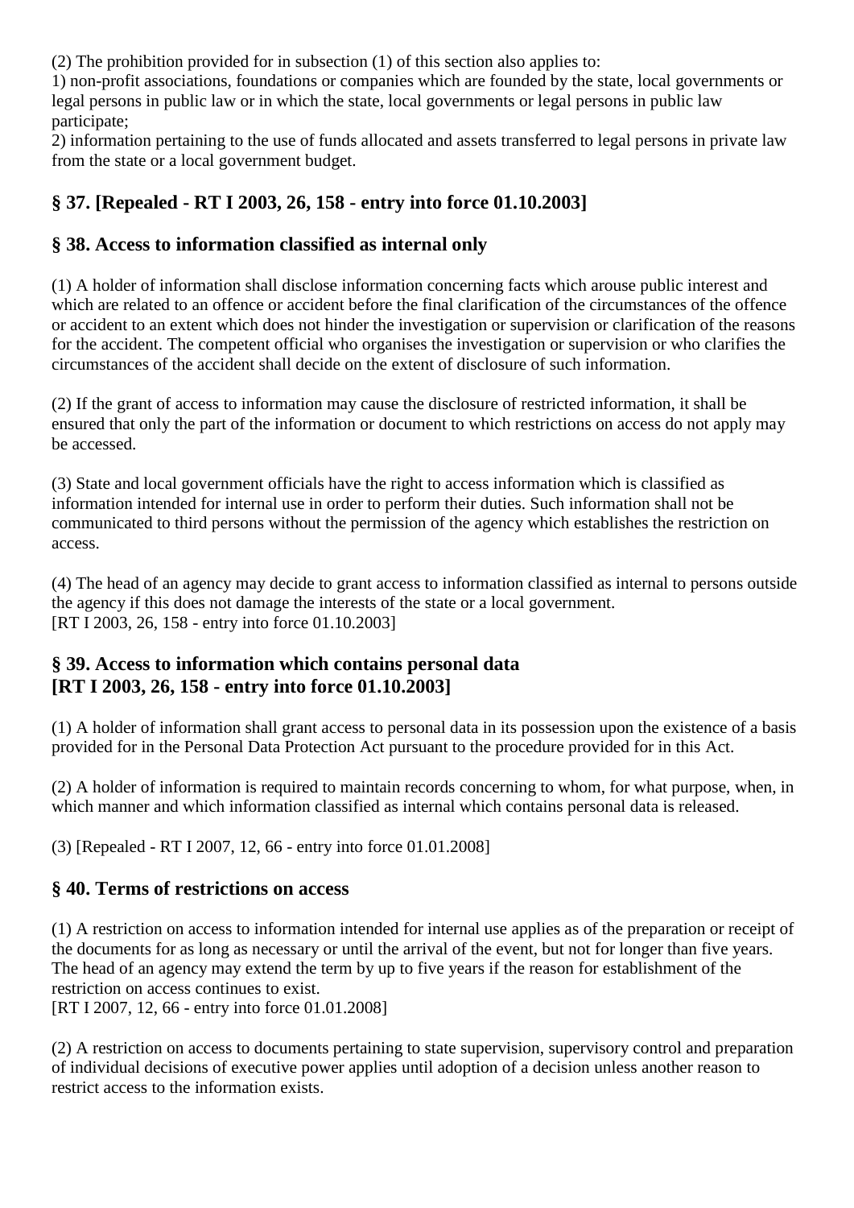(2) The prohibition provided for in subsection (1) of this section also applies to:
1) non-profit associations, foundations or companies which are founded by the state, local governments or legal persons in public law or in which the state, local governments or legal persons in public law participate;
2) information pertaining to the use of funds allocated and assets transferred to legal persons in private law from the state or a local government budget.

## § 37. [Repealed - RT I 2003, 26, 158 - entry into force 01.10.2003]

## § 38. Access to information classified as internal only

(1) A holder of information shall disclose information concerning facts which arouse public interest and which are related to an offence or accident before the final clarification of the circumstances of the offence or accident to an extent which does not hinder the investigation or supervision or clarification of the reasons for the accident. The competent official who organises the investigation or supervision or who clarifies the circumstances of the accident shall decide on the extent of disclosure of such information.

(2) If the grant of access to information may cause the disclosure of restricted information, it shall be ensured that only the part of the information or document to which restrictions on access do not apply may be accessed.

(3) State and local government officials have the right to access information which is classified as information intended for internal use in order to perform their duties. Such information shall not be communicated to third persons without the permission of the agency which establishes the restriction on access.

(4) The head of an agency may decide to grant access to information classified as internal to persons outside the agency if this does not damage the interests of the state or a local government.
[RT I 2003, 26, 158 - entry into force 01.10.2003]

## § 39. Access to information which contains personal data [RT I 2003, 26, 158 - entry into force 01.10.2003]

(1) A holder of information shall grant access to personal data in its possession upon the existence of a basis provided for in the Personal Data Protection Act pursuant to the procedure provided for in this Act.

(2) A holder of information is required to maintain records concerning to whom, for what purpose, when, in which manner and which information classified as internal which contains personal data is released.

(3) [Repealed - RT I 2007, 12, 66 - entry into force 01.01.2008]

## § 40. Terms of restrictions on access

(1) A restriction on access to information intended for internal use applies as of the preparation or receipt of the documents for as long as necessary or until the arrival of the event, but not for longer than five years. The head of an agency may extend the term by up to five years if the reason for establishment of the restriction on access continues to exist.
[RT I 2007, 12, 66 - entry into force 01.01.2008]

(2) A restriction on access to documents pertaining to state supervision, supervisory control and preparation of individual decisions of executive power applies until adoption of a decision unless another reason to restrict access to the information exists.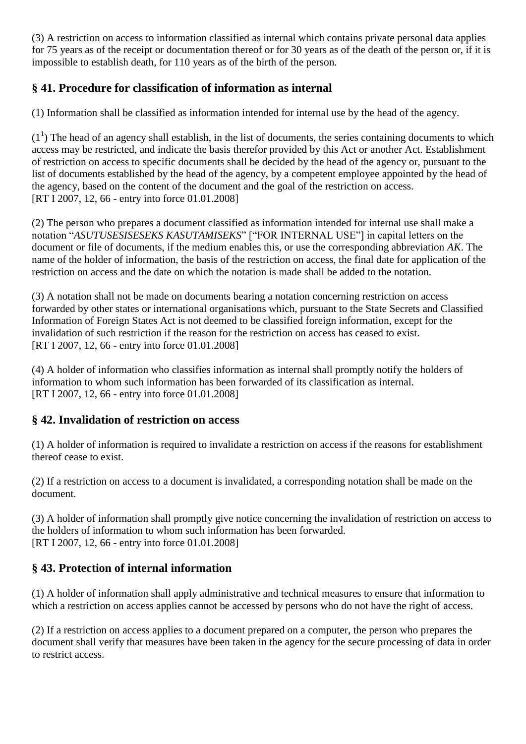(3) A restriction on access to information classified as internal which contains private personal data applies for 75 years as of the receipt or documentation thereof or for 30 years as of the death of the person or, if it is impossible to establish death, for 110 years as of the birth of the person.

## § 41. Procedure for classification of information as internal

(1) Information shall be classified as information intended for internal use by the head of the agency.

($1^1$) The head of an agency shall establish, in the list of documents, the series containing documents to which access may be restricted, and indicate the basis therefor provided by this Act or another Act. Establishment of restriction on access to specific documents shall be decided by the head of the agency or, pursuant to the list of documents established by the head of the agency, by a competent employee appointed by the head of the agency, based on the content of the document and the goal of the restriction on access.
[RT I 2007, 12, 66 - entry into force 01.01.2008]

(2) The person who prepares a document classified as information intended for internal use shall make a notation "*ASUTUSESISESEKS KASUTAMISEKS*" ["FOR INTERNAL USE"] in capital letters on the document or file of documents, if the medium enables this, or use the corresponding abbreviation *AK*. The name of the holder of information, the basis of the restriction on access, the final date for application of the restriction on access and the date on which the notation is made shall be added to the notation.

(3) A notation shall not be made on documents bearing a notation concerning restriction on access forwarded by other states or international organisations which, pursuant to the State Secrets and Classified Information of Foreign States Act is not deemed to be classified foreign information, except for the invalidation of such restriction if the reason for the restriction on access has ceased to exist.
[RT I 2007, 12, 66 - entry into force 01.01.2008]

(4) A holder of information who classifies information as internal shall promptly notify the holders of information to whom such information has been forwarded of its classification as internal.
[RT I 2007, 12, 66 - entry into force 01.01.2008]

## § 42. Invalidation of restriction on access

(1) A holder of information is required to invalidate a restriction on access if the reasons for establishment thereof cease to exist.

(2) If a restriction on access to a document is invalidated, a corresponding notation shall be made on the document.

(3) A holder of information shall promptly give notice concerning the invalidation of restriction on access to the holders of information to whom such information has been forwarded.
[RT I 2007, 12, 66 - entry into force 01.01.2008]

## § 43. Protection of internal information

(1) A holder of information shall apply administrative and technical measures to ensure that information to which a restriction on access applies cannot be accessed by persons who do not have the right of access.

(2) If a restriction on access applies to a document prepared on a computer, the person who prepares the document shall verify that measures have been taken in the agency for the secure processing of data in order to restrict access.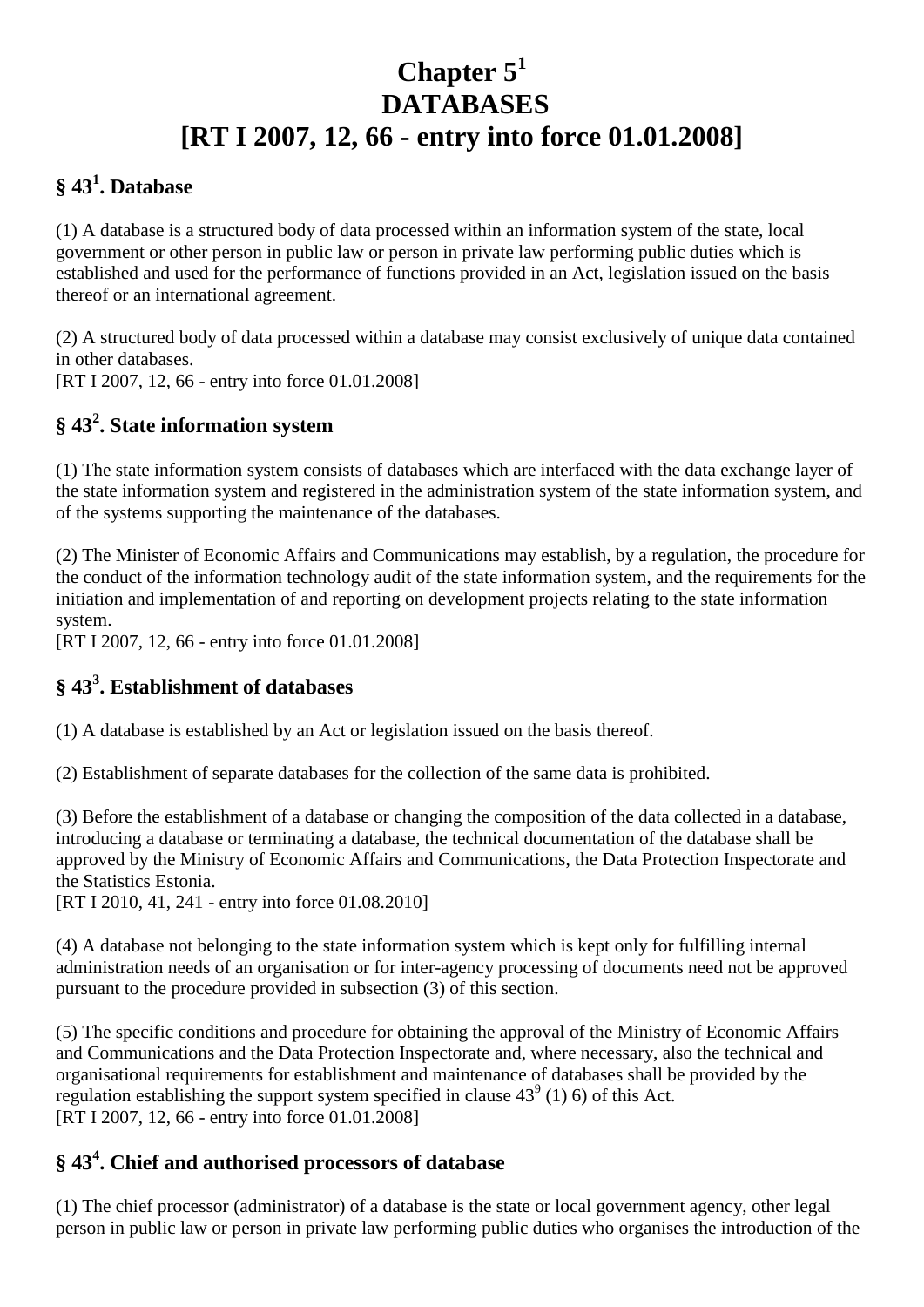# Chapter 5$^{1}$
# DATABASES
# [RT I 2007, 12, 66 - entry into force 01.01.2008]

## § 43$^{1}$. Database

(1) A database is a structured body of data processed within an information system of the state, local government or other person in public law or person in private law performing public duties which is established and used for the performance of functions provided in an Act, legislation issued on the basis thereof or an international agreement.

(2) A structured body of data processed within a database may consist exclusively of unique data contained in other databases.
[RT I 2007, 12, 66 - entry into force 01.01.2008]

## § 43$^{2}$. State information system

(1) The state information system consists of databases which are interfaced with the data exchange layer of the state information system and registered in the administration system of the state information system, and of the systems supporting the maintenance of the databases.

(2) The Minister of Economic Affairs and Communications may establish, by a regulation, the procedure for the conduct of the information technology audit of the state information system, and the requirements for the initiation and implementation of and reporting on development projects relating to the state information system.
[RT I 2007, 12, 66 - entry into force 01.01.2008]

## § 43$^{3}$. Establishment of databases

(1) A database is established by an Act or legislation issued on the basis thereof.

(2) Establishment of separate databases for the collection of the same data is prohibited.

(3) Before the establishment of a database or changing the composition of the data collected in a database, introducing a database or terminating a database, the technical documentation of the database shall be approved by the Ministry of Economic Affairs and Communications, the Data Protection Inspectorate and the Statistics Estonia.
[RT I 2010, 41, 241 - entry into force 01.08.2010]

(4) A database not belonging to the state information system which is kept only for fulfilling internal administration needs of an organisation or for inter-agency processing of documents need not be approved pursuant to the procedure provided in subsection (3) of this section.

(5) The specific conditions and procedure for obtaining the approval of the Ministry of Economic Affairs and Communications and the Data Protection Inspectorate and, where necessary, also the technical and organisational requirements for establishment and maintenance of databases shall be provided by the regulation establishing the support system specified in clause 43$^{9}$ (1) 6) of this Act.
[RT I 2007, 12, 66 - entry into force 01.01.2008]

## § 43$^{4}$. Chief and authorised processors of database

(1) The chief processor (administrator) of a database is the state or local government agency, other legal person in public law or person in private law performing public duties who organises the introduction of the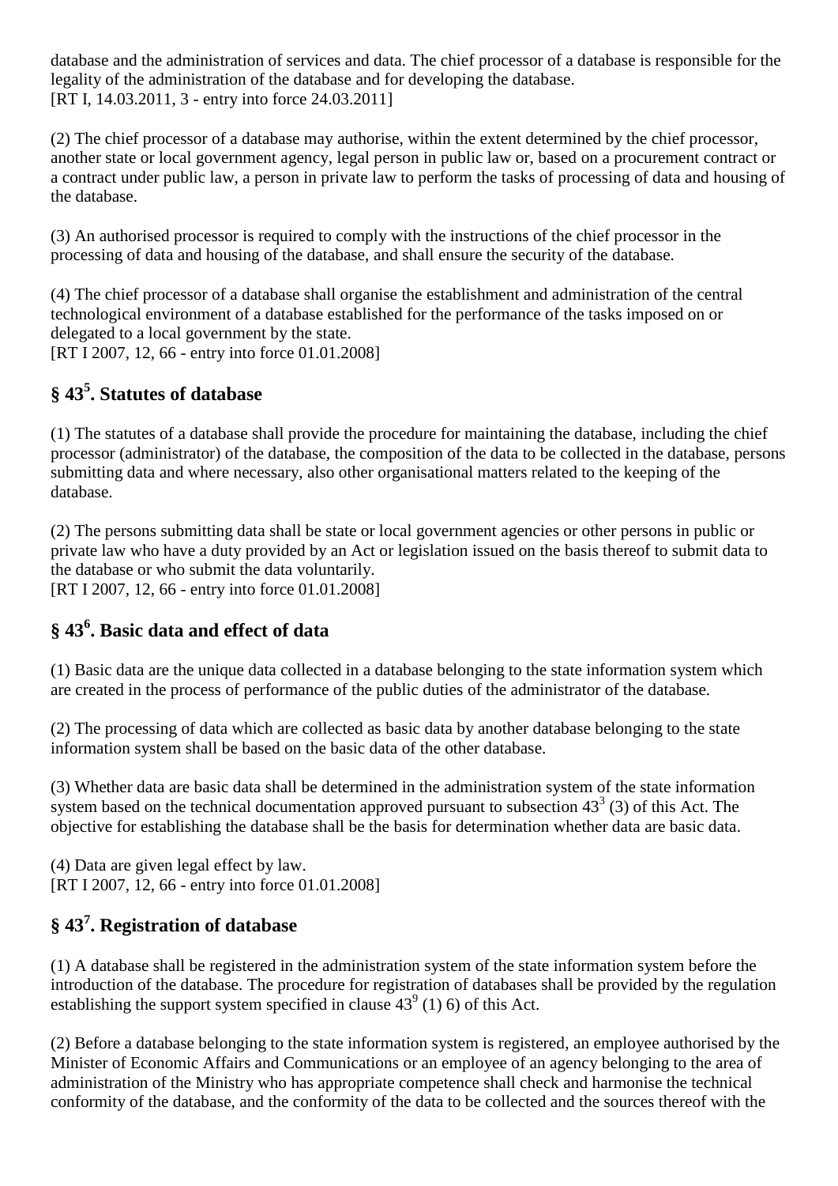database and the administration of services and data. The chief processor of a database is responsible for the legality of the administration of the database and for developing the database.
[RT I, 14.03.2011, 3 - entry into force 24.03.2011]

(2) The chief processor of a database may authorise, within the extent determined by the chief processor, another state or local government agency, legal person in public law or, based on a procurement contract or a contract under public law, a person in private law to perform the tasks of processing of data and housing of the database.

(3) An authorised processor is required to comply with the instructions of the chief processor in the processing of data and housing of the database, and shall ensure the security of the database.

(4) The chief processor of a database shall organise the establishment and administration of the central technological environment of a database established for the performance of the tasks imposed on or delegated to a local government by the state.
[RT I 2007, 12, 66 - entry into force 01.01.2008]

## § 43[5]. Statutes of database

(1) The statutes of a database shall provide the procedure for maintaining the database, including the chief processor (administrator) of the database, the composition of the data to be collected in the database, persons submitting data and where necessary, also other organisational matters related to the keeping of the database.

(2) The persons submitting data shall be state or local government agencies or other persons in public or private law who have a duty provided by an Act or legislation issued on the basis thereof to submit data to the database or who submit the data voluntarily.
[RT I 2007, 12, 66 - entry into force 01.01.2008]

## § 43[6]. Basic data and effect of data

(1) Basic data are the unique data collected in a database belonging to the state information system which are created in the process of performance of the public duties of the administrator of the database.

(2) The processing of data which are collected as basic data by another database belonging to the state information system shall be based on the basic data of the other database.

(3) Whether data are basic data shall be determined in the administration system of the state information system based on the technical documentation approved pursuant to subsection 43[3] (3) of this Act. The objective for establishing the database shall be the basis for determination whether data are basic data.

(4) Data are given legal effect by law.
[RT I 2007, 12, 66 - entry into force 01.01.2008]

## § 43[7]. Registration of database

(1) A database shall be registered in the administration system of the state information system before the introduction of the database. The procedure for registration of databases shall be provided by the regulation establishing the support system specified in clause 43[9] (1) 6) of this Act.

(2) Before a database belonging to the state information system is registered, an employee authorised by the Minister of Economic Affairs and Communications or an employee of an agency belonging to the area of administration of the Ministry who has appropriate competence shall check and harmonise the technical conformity of the database, and the conformity of the data to be collected and the sources thereof with the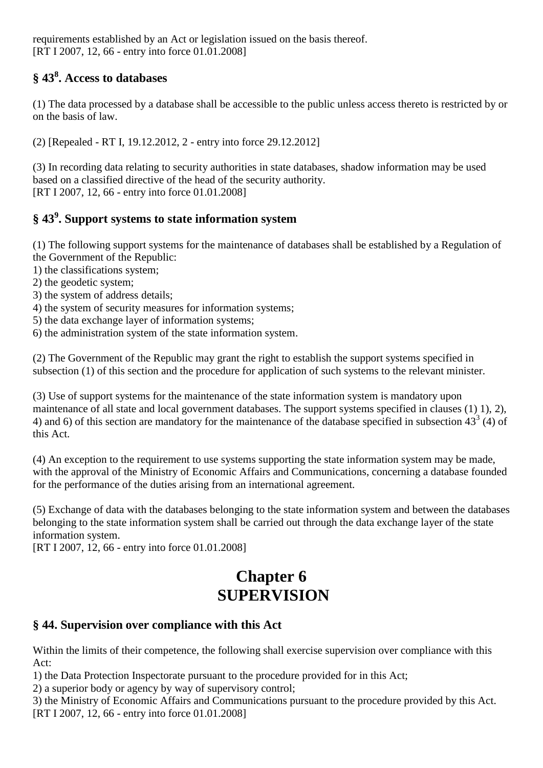requirements established by an Act or legislation issued on the basis thereof.
[RT I 2007, 12, 66 - entry into force 01.01.2008]

### § 43[8]. Access to databases

(1) The data processed by a database shall be accessible to the public unless access thereto is restricted by or on the basis of law.

(2) [Repealed - RT I, 19.12.2012, 2 - entry into force 29.12.2012]

(3) In recording data relating to security authorities in state databases, shadow information may be used based on a classified directive of the head of the security authority.
[RT I 2007, 12, 66 - entry into force 01.01.2008]

### § 43[9]. Support systems to state information system

(1) The following support systems for the maintenance of databases shall be established by a Regulation of the Government of the Republic:
1) the classifications system;
2) the geodetic system;
3) the system of address details;
4) the system of security measures for information systems;
5) the data exchange layer of information systems;
6) the administration system of the state information system.

(2) The Government of the Republic may grant the right to establish the support systems specified in subsection (1) of this section and the procedure for application of such systems to the relevant minister.

(3) Use of support systems for the maintenance of the state information system is mandatory upon maintenance of all state and local government databases. The support systems specified in clauses (1) 1), 2), 4) and 6) of this section are mandatory for the maintenance of the database specified in subsection 43[3] (4) of this Act.

(4) An exception to the requirement to use systems supporting the state information system may be made, with the approval of the Ministry of Economic Affairs and Communications, concerning a database founded for the performance of the duties arising from an international agreement.

(5) Exchange of data with the databases belonging to the state information system and between the databases belonging to the state information system shall be carried out through the data exchange layer of the state information system.
[RT I 2007, 12, 66 - entry into force 01.01.2008]

# Chapter 6
# SUPERVISION

### § 44. Supervision over compliance with this Act

Within the limits of their competence, the following shall exercise supervision over compliance with this Act:
1) the Data Protection Inspectorate pursuant to the procedure provided for in this Act;
2) a superior body or agency by way of supervisory control;
3) the Ministry of Economic Affairs and Communications pursuant to the procedure provided by this Act.
[RT I 2007, 12, 66 - entry into force 01.01.2008]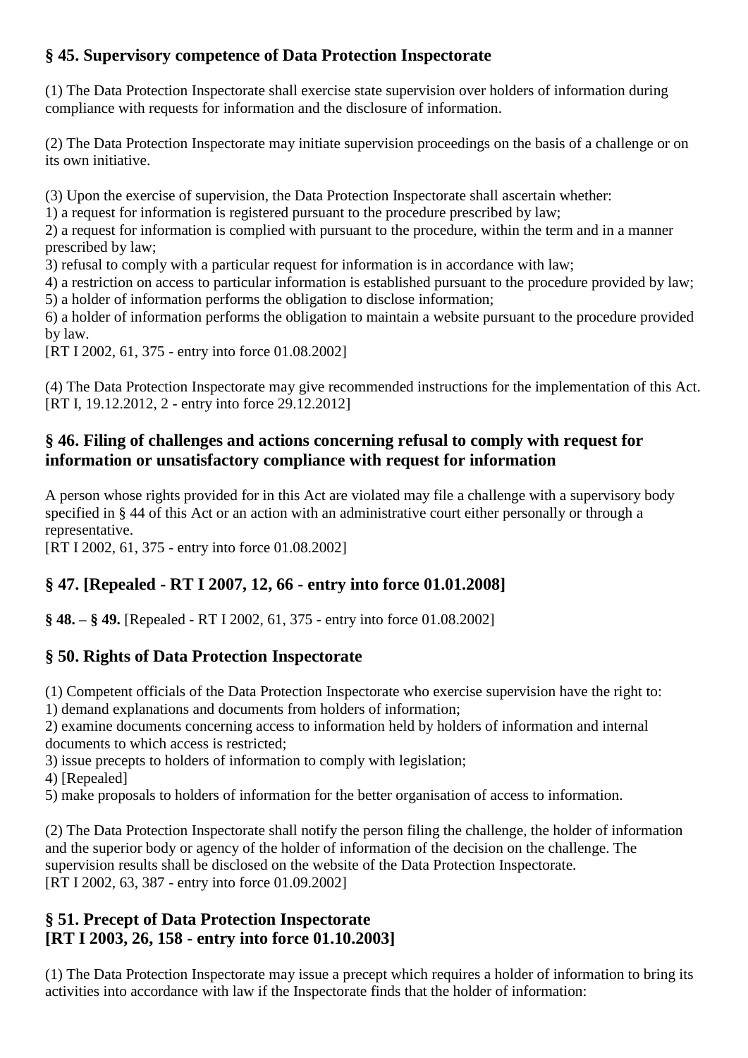### § 45. Supervisory competence of Data Protection Inspectorate

(1) The Data Protection Inspectorate shall exercise state supervision over holders of information during compliance with requests for information and the disclosure of information.

(2) The Data Protection Inspectorate may initiate supervision proceedings on the basis of a challenge or on its own initiative.

(3) Upon the exercise of supervision, the Data Protection Inspectorate shall ascertain whether:
1) a request for information is registered pursuant to the procedure prescribed by law;
2) a request for information is complied with pursuant to the procedure, within the term and in a manner prescribed by law;
3) refusal to comply with a particular request for information is in accordance with law;
4) a restriction on access to particular information is established pursuant to the procedure provided by law;
5) a holder of information performs the obligation to disclose information;
6) a holder of information performs the obligation to maintain a website pursuant to the procedure provided by law.
[RT I 2002, 61, 375 - entry into force 01.08.2002]

(4) The Data Protection Inspectorate may give recommended instructions for the implementation of this Act.
[RT I, 19.12.2012, 2 - entry into force 29.12.2012]

### § 46. Filing of challenges and actions concerning refusal to comply with request for information or unsatisfactory compliance with request for information

A person whose rights provided for in this Act are violated may file a challenge with a supervisory body specified in § 44 of this Act or an action with an administrative court either personally or through a representative.
[RT I 2002, 61, 375 - entry into force 01.08.2002]

### § 47. [Repealed - RT I 2007, 12, 66 - entry into force 01.01.2008]

**§ 48. – § 49.** [Repealed - RT I 2002, 61, 375 - entry into force 01.08.2002]

### § 50. Rights of Data Protection Inspectorate

(1) Competent officials of the Data Protection Inspectorate who exercise supervision have the right to:
1) demand explanations and documents from holders of information;
2) examine documents concerning access to information held by holders of information and internal documents to which access is restricted;
3) issue precepts to holders of information to comply with legislation;
4) [Repealed]
5) make proposals to holders of information for the better organisation of access to information.

(2) The Data Protection Inspectorate shall notify the person filing the challenge, the holder of information and the superior body or agency of the holder of information of the decision on the challenge. The supervision results shall be disclosed on the website of the Data Protection Inspectorate.
[RT I 2002, 63, 387 - entry into force 01.09.2002]

### § 51. Precept of Data Protection Inspectorate
### [RT I 2003, 26, 158 - entry into force 01.10.2003]

(1) The Data Protection Inspectorate may issue a precept which requires a holder of information to bring its activities into accordance with law if the Inspectorate finds that the holder of information: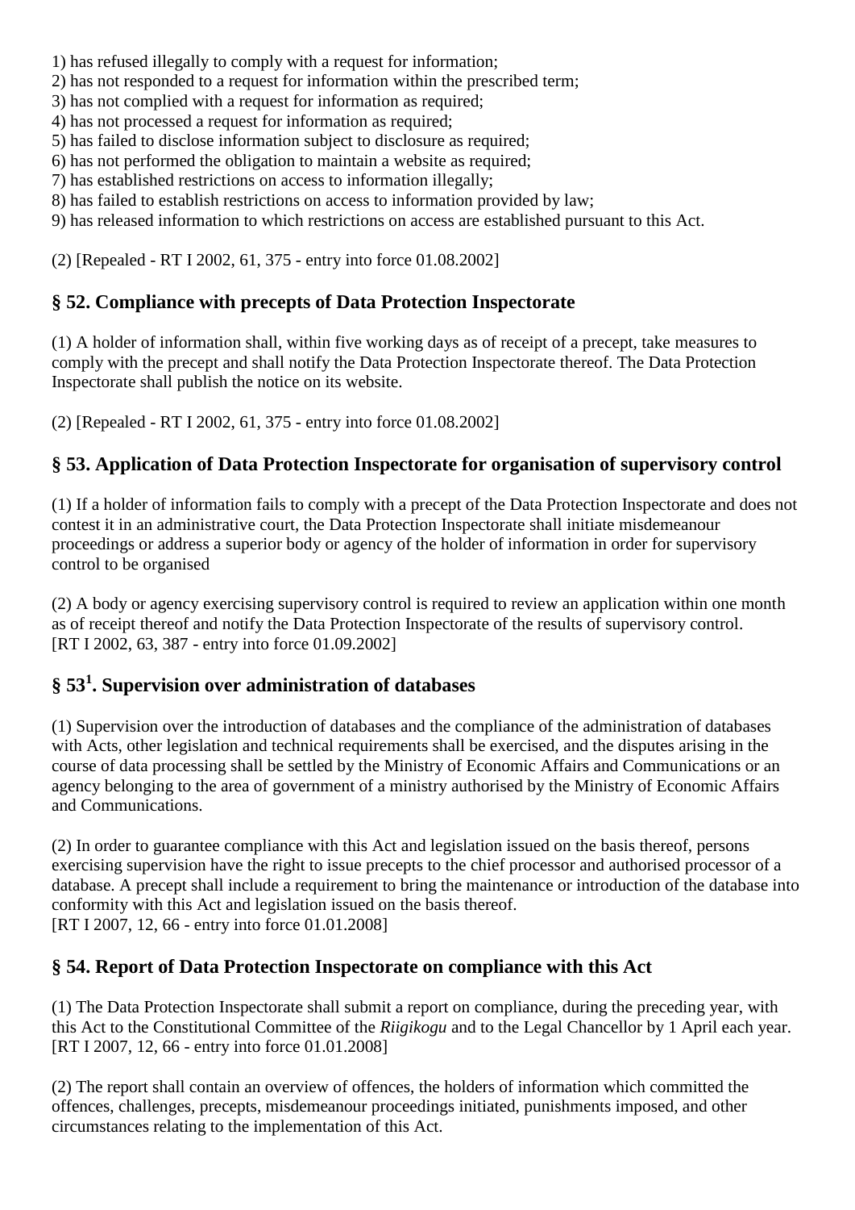1) has refused illegally to comply with a request for information;
2) has not responded to a request for information within the prescribed term;
3) has not complied with a request for information as required;
4) has not processed a request for information as required;
5) has failed to disclose information subject to disclosure as required;
6) has not performed the obligation to maintain a website as required;
7) has established restrictions on access to information illegally;
8) has failed to establish restrictions on access to information provided by law;
9) has released information to which restrictions on access are established pursuant to this Act.

(2) [Repealed - RT I 2002, 61, 375 - entry into force 01.08.2002]

## § 52. Compliance with precepts of Data Protection Inspectorate

(1) A holder of information shall, within five working days as of receipt of a precept, take measures to comply with the precept and shall notify the Data Protection Inspectorate thereof. The Data Protection Inspectorate shall publish the notice on its website.

(2) [Repealed - RT I 2002, 61, 375 - entry into force 01.08.2002]

## § 53. Application of Data Protection Inspectorate for organisation of supervisory control

(1) If a holder of information fails to comply with a precept of the Data Protection Inspectorate and does not contest it in an administrative court, the Data Protection Inspectorate shall initiate misdemeanour proceedings or address a superior body or agency of the holder of information in order for supervisory control to be organised

(2) A body or agency exercising supervisory control is required to review an application within one month as of receipt thereof and notify the Data Protection Inspectorate of the results of supervisory control.
[RT I 2002, 63, 387 - entry into force 01.09.2002]

## § 53[1]. Supervision over administration of databases

(1) Supervision over the introduction of databases and the compliance of the administration of databases with Acts, other legislation and technical requirements shall be exercised, and the disputes arising in the course of data processing shall be settled by the Ministry of Economic Affairs and Communications or an agency belonging to the area of government of a ministry authorised by the Ministry of Economic Affairs and Communications.

(2) In order to guarantee compliance with this Act and legislation issued on the basis thereof, persons exercising supervision have the right to issue precepts to the chief processor and authorised processor of a database. A precept shall include a requirement to bring the maintenance or introduction of the database into conformity with this Act and legislation issued on the basis thereof.
[RT I 2007, 12, 66 - entry into force 01.01.2008]

## § 54. Report of Data Protection Inspectorate on compliance with this Act

(1) The Data Protection Inspectorate shall submit a report on compliance, during the preceding year, with this Act to the Constitutional Committee of the *Riigikogu* and to the Legal Chancellor by 1 April each year.
[RT I 2007, 12, 66 - entry into force 01.01.2008]

(2) The report shall contain an overview of offences, the holders of information which committed the offences, challenges, precepts, misdemeanour proceedings initiated, punishments imposed, and other circumstances relating to the implementation of this Act.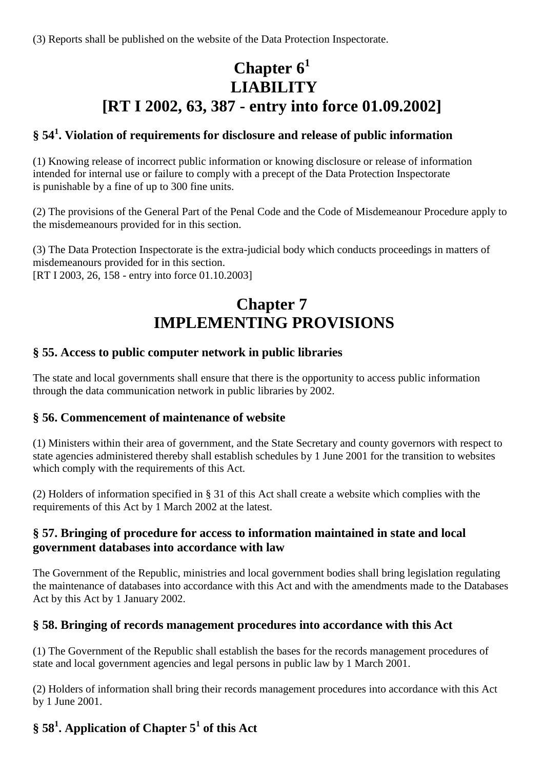(3) Reports shall be published on the website of the Data Protection Inspectorate.

# Chapter 6[1] LIABILITY [RT I 2002, 63, 387 - entry into force 01.09.2002]

### § 54[1]. Violation of requirements for disclosure and release of public information

(1) Knowing release of incorrect public information or knowing disclosure or release of information intended for internal use or failure to comply with a precept of the Data Protection Inspectorate is punishable by a fine of up to 300 fine units.

(2) The provisions of the General Part of the Penal Code and the Code of Misdemeanour Procedure apply to the misdemeanours provided for in this section.

(3) The Data Protection Inspectorate is the extra-judicial body which conducts proceedings in matters of misdemeanours provided for in this section.
[RT I 2003, 26, 158 - entry into force 01.10.2003]

# Chapter 7 IMPLEMENTING PROVISIONS

### § 55. Access to public computer network in public libraries

The state and local governments shall ensure that there is the opportunity to access public information through the data communication network in public libraries by 2002.

### § 56. Commencement of maintenance of website

(1) Ministers within their area of government, and the State Secretary and county governors with respect to state agencies administered thereby shall establish schedules by 1 June 2001 for the transition to websites which comply with the requirements of this Act.

(2) Holders of information specified in § 31 of this Act shall create a website which complies with the requirements of this Act by 1 March 2002 at the latest.

### § 57. Bringing of procedure for access to information maintained in state and local government databases into accordance with law

The Government of the Republic, ministries and local government bodies shall bring legislation regulating the maintenance of databases into accordance with this Act and with the amendments made to the Databases Act by this Act by 1 January 2002.

### § 58. Bringing of records management procedures into accordance with this Act

(1) The Government of the Republic shall establish the bases for the records management procedures of state and local government agencies and legal persons in public law by 1 March 2001.

(2) Holders of information shall bring their records management procedures into accordance with this Act by 1 June 2001.

### § 58[1]. Application of Chapter 5[1] of this Act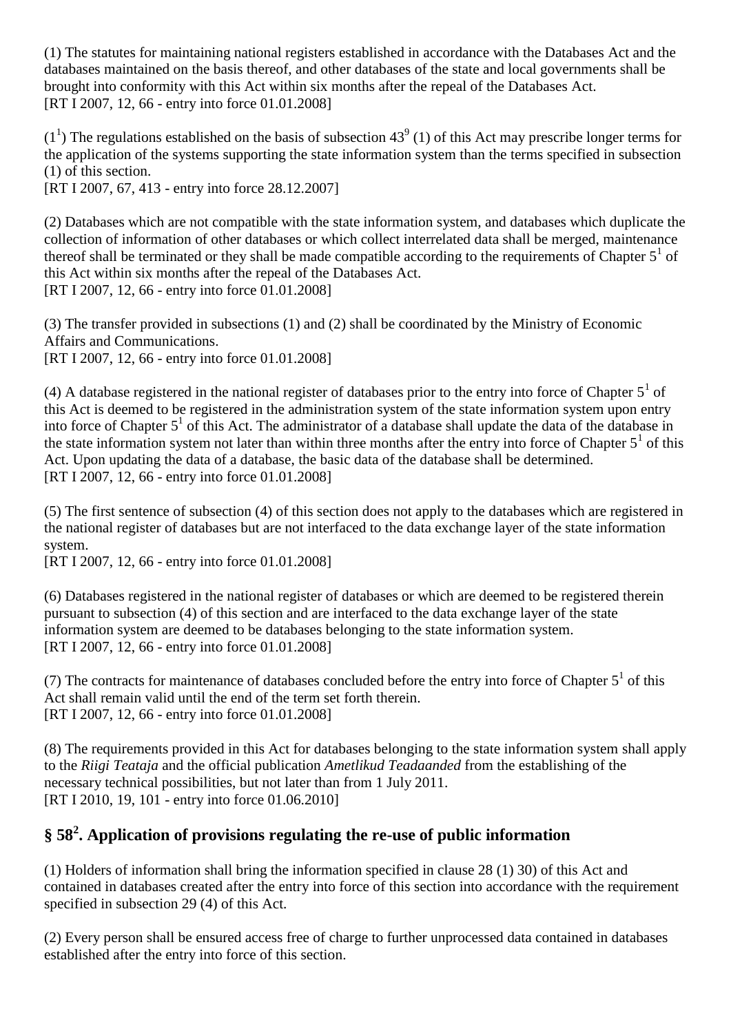(1) The statutes for maintaining national registers established in accordance with the Databases Act and the databases maintained on the basis thereof, and other databases of the state and local governments shall be brought into conformity with this Act within six months after the repeal of the Databases Act.
[RT I 2007, 12, 66 - entry into force 01.01.2008]

($1^1$) The regulations established on the basis of subsection $43^9$ (1) of this Act may prescribe longer terms for the application of the systems supporting the state information system than the terms specified in subsection (1) of this section.
[RT I 2007, 67, 413 - entry into force 28.12.2007]

(2) Databases which are not compatible with the state information system, and databases which duplicate the collection of information of other databases or which collect interrelated data shall be merged, maintenance thereof shall be terminated or they shall be made compatible according to the requirements of Chapter $5^1$ of this Act within six months after the repeal of the Databases Act.
[RT I 2007, 12, 66 - entry into force 01.01.2008]

(3) The transfer provided in subsections (1) and (2) shall be coordinated by the Ministry of Economic Affairs and Communications.
[RT I 2007, 12, 66 - entry into force 01.01.2008]

(4) A database registered in the national register of databases prior to the entry into force of Chapter $5^1$ of this Act is deemed to be registered in the administration system of the state information system upon entry into force of Chapter $5^1$ of this Act. The administrator of a database shall update the data of the database in the state information system not later than within three months after the entry into force of Chapter $5^1$ of this Act. Upon updating the data of a database, the basic data of the database shall be determined.
[RT I 2007, 12, 66 - entry into force 01.01.2008]

(5) The first sentence of subsection (4) of this section does not apply to the databases which are registered in the national register of databases but are not interfaced to the data exchange layer of the state information system.
[RT I 2007, 12, 66 - entry into force 01.01.2008]

(6) Databases registered in the national register of databases or which are deemed to be registered therein pursuant to subsection (4) of this section and are interfaced to the data exchange layer of the state information system are deemed to be databases belonging to the state information system.
[RT I 2007, 12, 66 - entry into force 01.01.2008]

(7) The contracts for maintenance of databases concluded before the entry into force of Chapter $5^1$ of this Act shall remain valid until the end of the term set forth therein.
[RT I 2007, 12, 66 - entry into force 01.01.2008]

(8) The requirements provided in this Act for databases belonging to the state information system shall apply to the *Riigi Teataja* and the official publication *Ametlikud Teadaanded* from the establishing of the necessary technical possibilities, but not later than from 1 July 2011.
[RT I 2010, 19, 101 - entry into force 01.06.2010]

## § $58^2$. Application of provisions regulating the re-use of public information

(1) Holders of information shall bring the information specified in clause 28 (1) 30) of this Act and contained in databases created after the entry into force of this section into accordance with the requirement specified in subsection 29 (4) of this Act.

(2) Every person shall be ensured access free of charge to further unprocessed data contained in databases established after the entry into force of this section.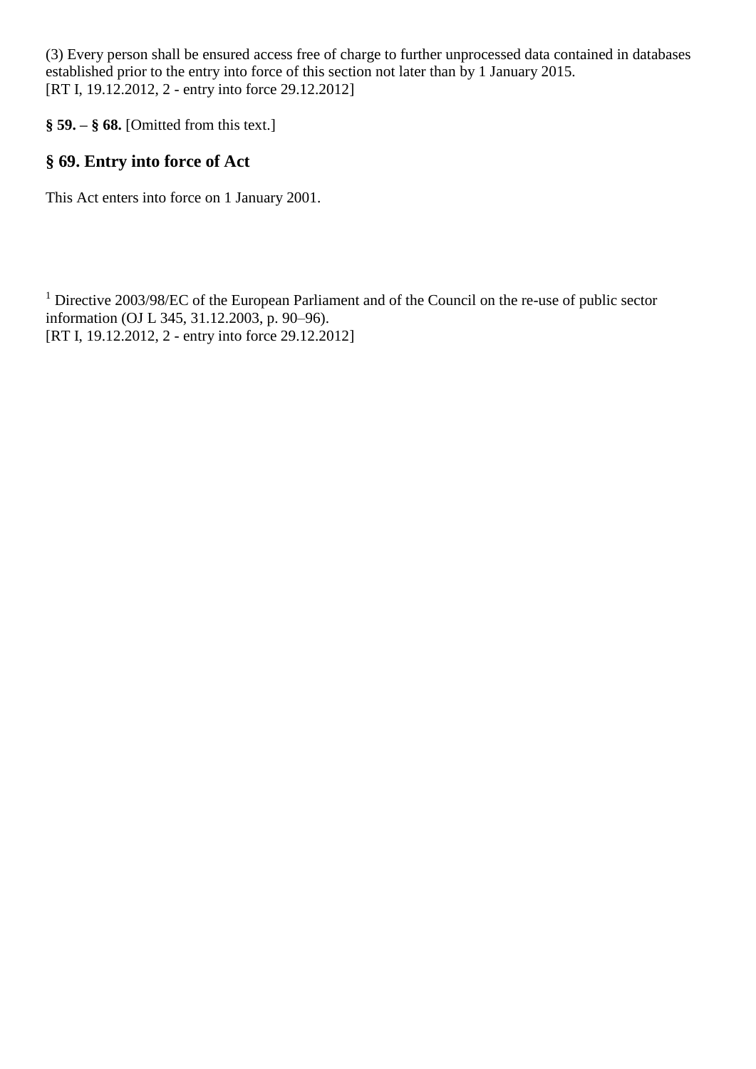(3) Every person shall be ensured access free of charge to further unprocessed data contained in databases established prior to the entry into force of this section not later than by 1 January 2015.
[RT I, 19.12.2012, 2 - entry into force 29.12.2012]

**§ 59. – § 68.** [Omitted from this text.]

## § 69. Entry into force of Act

This Act enters into force on 1 January 2001.

[1] Directive 2003/98/EC of the European Parliament and of the Council on the re-use of public sector information (OJ L 345, 31.12.2003, p. 90–96).
[RT I, 19.12.2012, 2 - entry into force 29.12.2012]